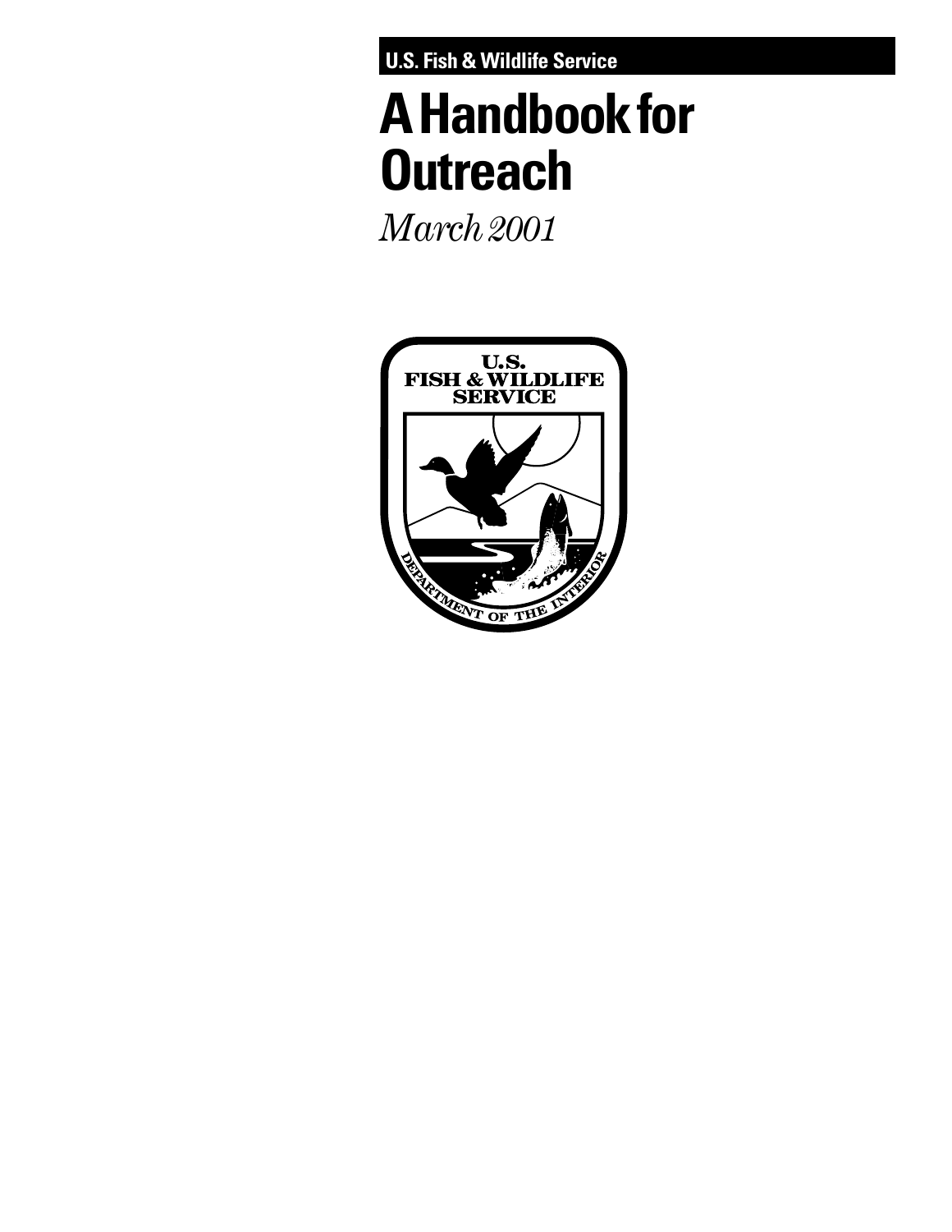U.S. Fish & Wildlife Service

# A Handbook for Outreach

*March 2001*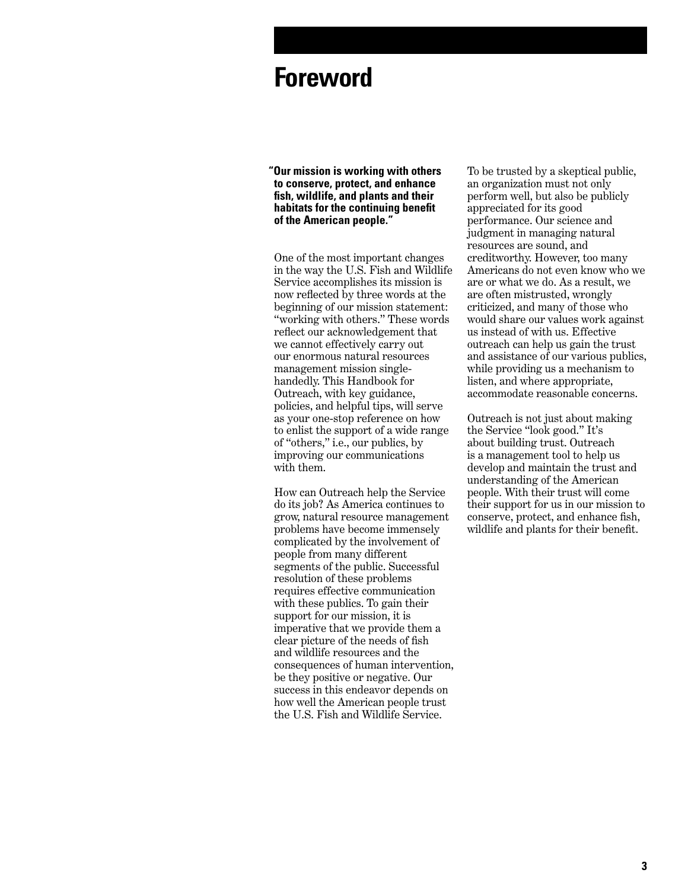# Foreword

**"Our mission is working with others to conserve, protect, and enhance fish, wildlife, and plants and their habitats for the continuing benefit of the American people."**

One of the most important changes in the way the U.S. Fish and Wildlife Service accomplishes its mission is now reflected by three words at the beginning of our mission statement: "working with others." These words reflect our acknowledgement that we cannot effectively carry out our enormous natural resources management mission single-handedly. This Handbook for Outreach, with key guidance, policies, and helpful tips, will serve as your one-stop reference on how to enlist the support of a wide range of "others," i.e., our publics, by improving our communications with them.

How can Outreach help the Service do its job? As America continues to grow, natural resource management problems have become immensely complicated by the involvement of people from many different segments of the public. Successful resolution of these problems requires effective communication with these publics. To gain their support for our mission, it is imperative that we provide them a clear picture of the needs of fish and wildlife resources and the consequences of human intervention, be they positive or negative. Our success in this endeavor depends on how well the American people trust the U.S. Fish and Wildlife Service.

To be trusted by a skeptical public, an organization must not only perform well, but also be publicly appreciated for its good performance. Our science and judgment in managing natural resources are sound, and creditworthy. However, too many Americans do not even know who we are or what we do. As a result, we are often mistrusted, wrongly criticized, and many of those who would share our values work against us instead of with us. Effective outreach can help us gain the trust and assistance of our various publics, while providing us a mechanism to listen, and where appropriate, accommodate reasonable concerns.

Outreach is not just about making the Service "look good." It's about building trust. Outreach is a management tool to help us develop and maintain the trust and understanding of the American people. With their trust will come their support for us in our mission to conserve, protect, and enhance fish, wildlife and plants for their benefit.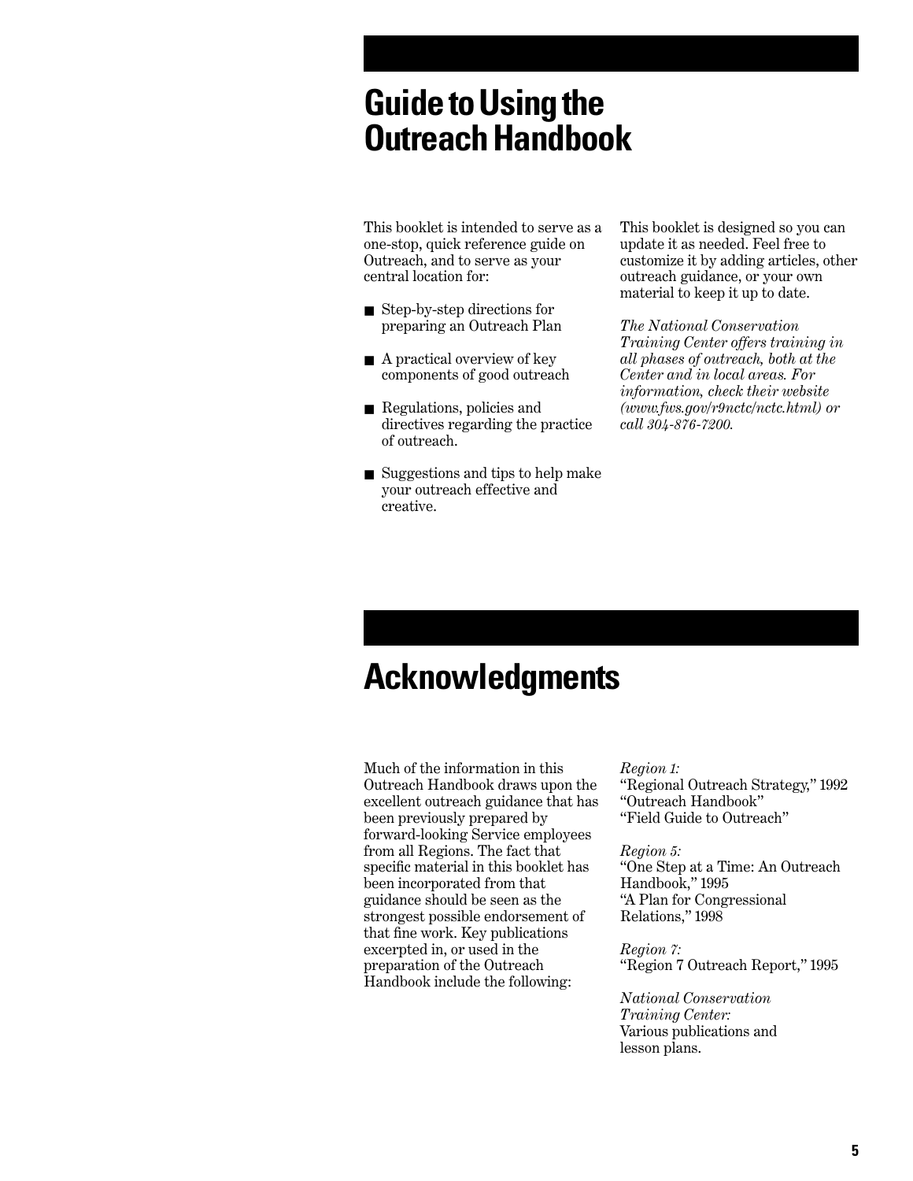# Guide to Using the Outreach Handbook

This booklet is intended to serve as a one-stop, quick reference guide on Outreach, and to serve as your central location for:

- Step-by-step directions for preparing an Outreach Plan
- A practical overview of key components of good outreach
- Regulations, policies and directives regarding the practice of outreach.
- Suggestions and tips to help make your outreach effective and creative.

This booklet is designed so you can update it as needed. Feel free to customize it by adding articles, other outreach guidance, or your own material to keep it up to date.

*The National Conservation Training Center offers training in all phases of outreach, both at the Center and in local areas. For information, check their website (www.fws.gov/r9nctc/nctc.html) or call 304-876-7200.*

# Acknowledgments

Much of the information in this Outreach Handbook draws upon the excellent outreach guidance that has been previously prepared by forward-looking Service employees from all Regions. The fact that specific material in this booklet has been incorporated from that guidance should be seen as the strongest possible endorsement of that fine work. Key publications excerpted in, or used in the preparation of the Outreach Handbook include the following:

*Region 1:*
"Regional Outreach Strategy," 1992
"Outreach Handbook"
"Field Guide to Outreach"

*Region 5:*
"One Step at a Time: An Outreach Handbook," 1995
"A Plan for Congressional Relations," 1998

*Region 7:*
"Region 7 Outreach Report," 1995

*National Conservation Training Center:*
Various publications and lesson plans.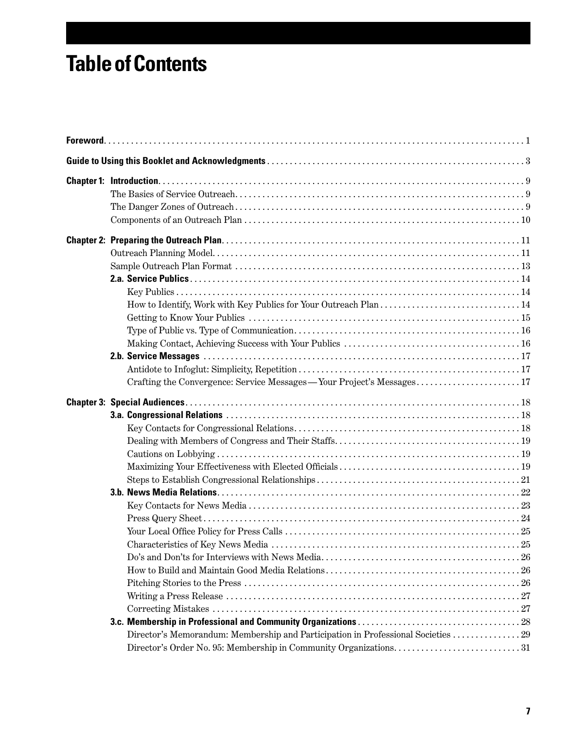# Table of Contents

**Foreword** . . . 1

**Guide to Using this Booklet and Acknowledgments** . . . 3

**Chapter 1: Introduction** . . . 9
- The Basics of Service Outreach . . . 9
- The Danger Zones of Outreach . . . 9
- Components of an Outreach Plan . . . 10

**Chapter 2: Preparing the Outreach Plan** . . . 11
- Outreach Planning Model . . . 11
- Sample Outreach Plan Format . . . 13
- **2.a. Service Publics** . . . 14
  - Key Publics . . . 14
  - How to Identify, Work with Key Publics for Your Outreach Plan . . . 14
  - Getting to Know Your Publics . . . 15
  - Type of Public vs. Type of Communication . . . 16
  - Making Contact, Achieving Success with Your Publics . . . 16
- **2.b. Service Messages** . . . 17
  - Antidote to Infoglut: Simplicity, Repetition . . . 17
  - Crafting the Convergence: Service Messages—Your Project's Messages . . . 17

**Chapter 3: Special Audiences** . . . 18
- **3.a. Congressional Relations** . . . 18
  - Key Contacts for Congressional Relations . . . 18
  - Dealing with Members of Congress and Their Staffs . . . 19
  - Cautions on Lobbying . . . 19
  - Maximizing Your Effectiveness with Elected Officials . . . 19
  - Steps to Establish Congressional Relationships . . . 21
- **3.b. News Media Relations** . . . 22
  - Key Contacts for News Media . . . 23
  - Press Query Sheet . . . 24
  - Your Local Office Policy for Press Calls . . . 25
  - Characteristics of Key News Media . . . 25
  - Do's and Don'ts for Interviews with News Media . . . 26
  - How to Build and Maintain Good Media Relations . . . 26
  - Pitching Stories to the Press . . . 26
  - Writing a Press Release . . . 27
  - Correcting Mistakes . . . 27
- **3.c. Membership in Professional and Community Organizations** . . . 28
  - Director's Memorandum: Membership and Participation in Professional Societies . . . 29
  - Director's Order No. 95: Membership in Community Organizations . . . 31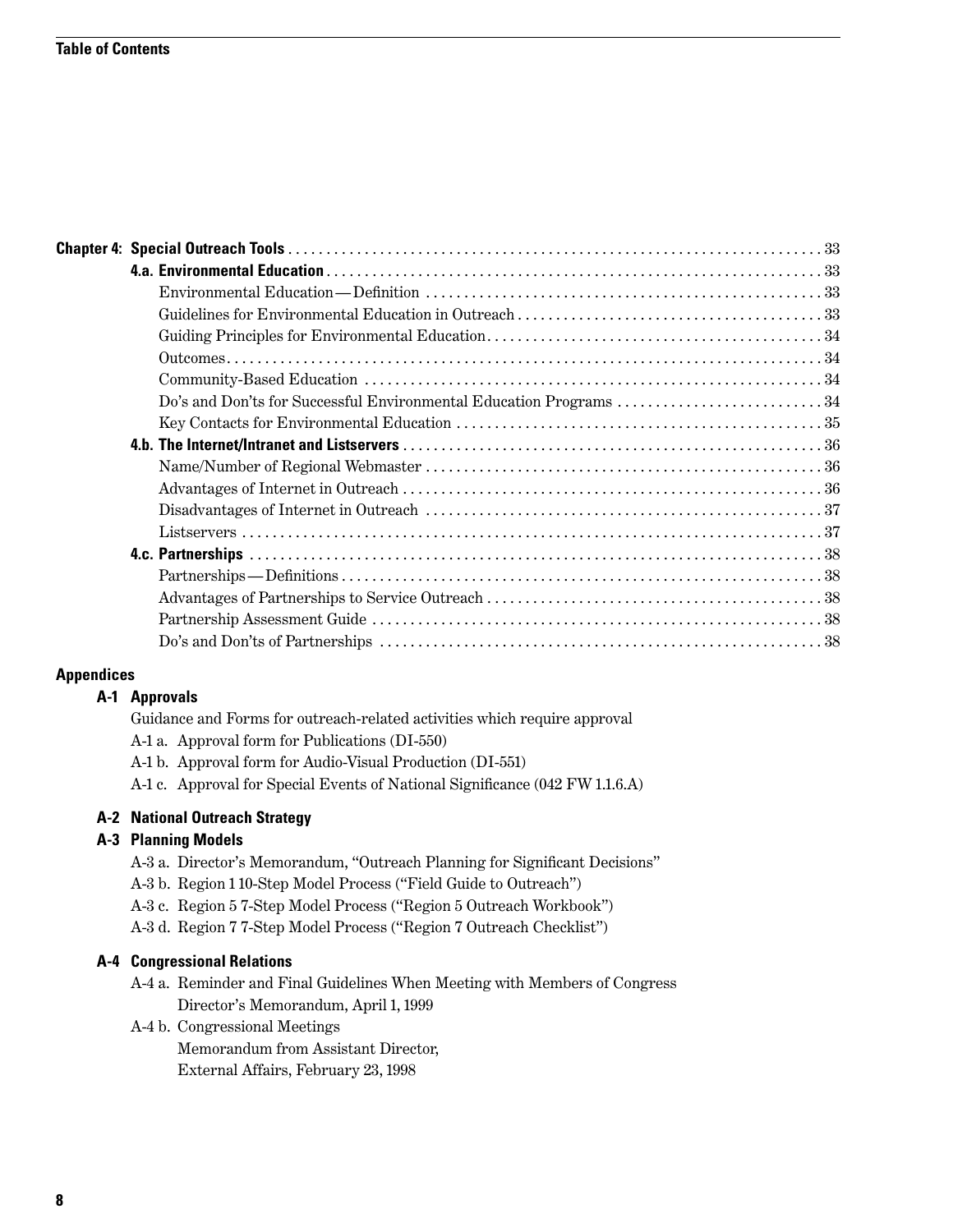| | |
|---|---|
| **Chapter 4: Special Outreach Tools** | 33 |
| **4.a. Environmental Education** | 33 |
| Environmental Education—Definition | 33 |
| Guidelines for Environmental Education in Outreach | 33 |
| Guiding Principles for Environmental Education | 34 |
| Outcomes | 34 |
| Community-Based Education | 34 |
| Do's and Don'ts for Successful Environmental Education Programs | 34 |
| Key Contacts for Environmental Education | 35 |
| **4.b. The Internet/Intranet and Listservers** | 36 |
| Name/Number of Regional Webmaster | 36 |
| Advantages of Internet in Outreach | 36 |
| Disadvantages of Internet in Outreach | 37 |
| Listservers | 37 |
| **4.c. Partnerships** | 38 |
| Partnerships—Definitions | 38 |
| Advantages of Partnerships to Service Outreach | 38 |
| Partnership Assessment Guide | 38 |
| Do's and Don'ts of Partnerships | 38 |

**Appendices**

**A-1 Approvals**

Guidance and Forms for outreach-related activities which require approval

- A-1 a. Approval form for Publications (DI-550)
- A-1 b. Approval form for Audio-Visual Production (DI-551)
- A-1 c. Approval for Special Events of National Significance (042 FW 1.1.6.A)

**A-2 National Outreach Strategy**

**A-3 Planning Models**

- A-3 a. Director's Memorandum, "Outreach Planning for Significant Decisions"
- A-3 b. Region 1 10-Step Model Process ("Field Guide to Outreach")
- A-3 c. Region 5 7-Step Model Process ("Region 5 Outreach Workbook")
- A-3 d. Region 7 7-Step Model Process ("Region 7 Outreach Checklist")

**A-4 Congressional Relations**

- A-4 a. Reminder and Final Guidelines When Meeting with Members of Congress
  Director's Memorandum, April 1, 1999
- A-4 b. Congressional Meetings
  Memorandum from Assistant Director,
  External Affairs, February 23, 1998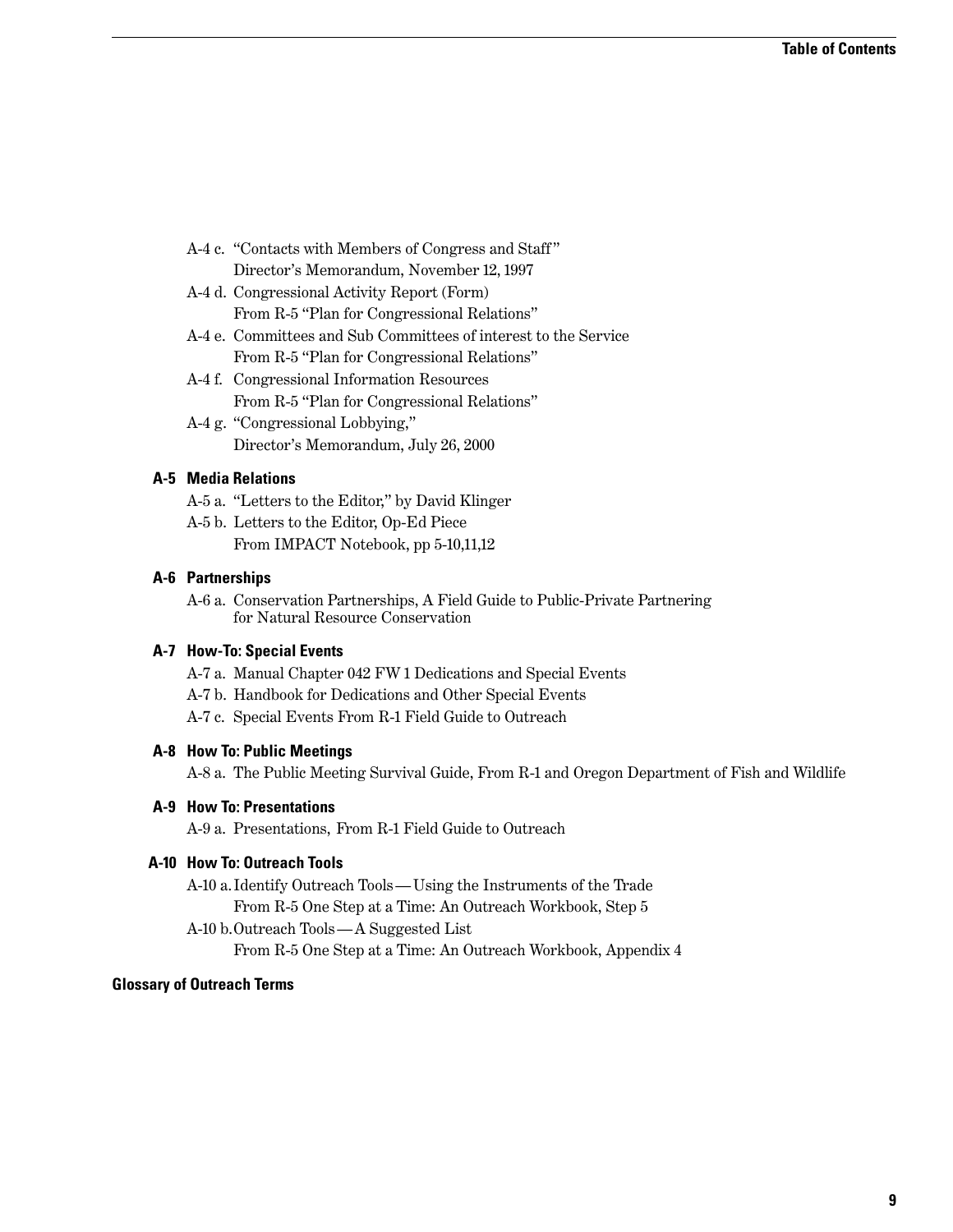- A-4 c. "Contacts with Members of Congress and Staff"
  Director's Memorandum, November 12, 1997
- A-4 d. Congressional Activity Report (Form)
  From R-5 "Plan for Congressional Relations"
- A-4 e. Committees and Sub Committees of interest to the Service
  From R-5 "Plan for Congressional Relations"
- A-4 f. Congressional Information Resources
  From R-5 "Plan for Congressional Relations"
- A-4 g. "Congressional Lobbying,"
  Director's Memorandum, July 26, 2000

**A-5 Media Relations**

- A-5 a. "Letters to the Editor," by David Klinger
- A-5 b. Letters to the Editor, Op-Ed Piece
  From IMPACT Notebook, pp 5-10,11,12

**A-6 Partnerships**

- A-6 a. Conservation Partnerships, A Field Guide to Public-Private Partnering for Natural Resource Conservation

**A-7 How-To: Special Events**

- A-7 a. Manual Chapter 042 FW 1 Dedications and Special Events
- A-7 b. Handbook for Dedications and Other Special Events
- A-7 c. Special Events From R-1 Field Guide to Outreach

**A-8 How To: Public Meetings**

- A-8 a. The Public Meeting Survival Guide, From R-1 and Oregon Department of Fish and Wildlife

**A-9 How To: Presentations**

- A-9 a. Presentations, From R-1 Field Guide to Outreach

**A-10 How To: Outreach Tools**

- A-10 a. Identify Outreach Tools — Using the Instruments of the Trade
  From R-5 One Step at a Time: An Outreach Workbook, Step 5
- A-10 b. Outreach Tools — A Suggested List
  From R-5 One Step at a Time: An Outreach Workbook, Appendix 4

**Glossary of Outreach Terms**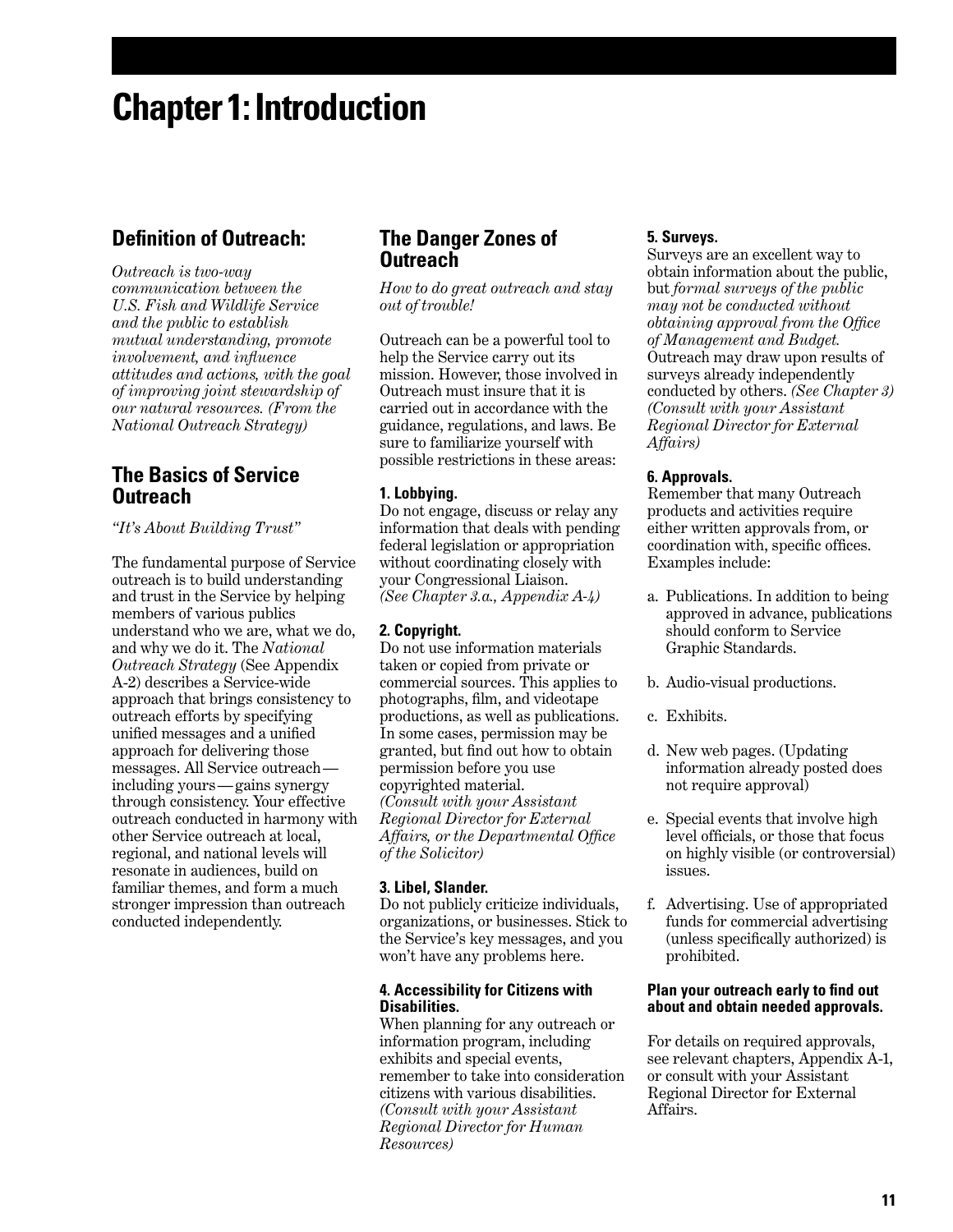# Chapter 1: Introduction

## Definition of Outreach:

*Outreach is two-way communication between the U.S. Fish and Wildlife Service and the public to establish mutual understanding, promote involvement, and influence attitudes and actions, with the goal of improving joint stewardship of our natural resources. (From the National Outreach Strategy)*

## The Basics of Service Outreach

*"It's About Building Trust"*

The fundamental purpose of Service outreach is to build understanding and trust in the Service by helping members of various publics understand who we are, what we do, and why we do it. The *National Outreach Strategy* (See Appendix A-2) describes a Service-wide approach that brings consistency to outreach efforts by specifying unified messages and a unified approach for delivering those messages. All Service outreach—including yours—gains synergy through consistency. Your effective outreach conducted in harmony with other Service outreach at local, regional, and national levels will resonate in audiences, build on familiar themes, and form a much stronger impression than outreach conducted independently.

## The Danger Zones of Outreach

*How to do great outreach and stay out of trouble!*

Outreach can be a powerful tool to help the Service carry out its mission. However, those involved in Outreach must insure that it is carried out in accordance with the guidance, regulations, and laws. Be sure to familiarize yourself with possible restrictions in these areas:

#### 1. Lobbying.

Do not engage, discuss or relay any information that deals with pending federal legislation or appropriation without coordinating closely with your Congressional Liaison. *(See Chapter 3.a., Appendix A-4)*

#### 2. Copyright.

Do not use information materials taken or copied from private or commercial sources. This applies to photographs, film, and videotape productions, as well as publications. In some cases, permission may be granted, but find out how to obtain permission before you use copyrighted material. *(Consult with your Assistant Regional Director for External Affairs, or the Departmental Office of the Solicitor)*

#### 3. Libel, Slander.

Do not publicly criticize individuals, organizations, or businesses. Stick to the Service's key messages, and you won't have any problems here.

#### 4. Accessibility for Citizens with Disabilities.

When planning for any outreach or information program, including exhibits and special events, remember to take into consideration citizens with various disabilities. *(Consult with your Assistant Regional Director for Human Resources)*

#### 5. Surveys.

Surveys are an excellent way to obtain information about the public, but *formal surveys of the public may not be conducted without obtaining approval from the Office of Management and Budget.* Outreach may draw upon results of surveys already independently conducted by others. *(See Chapter 3) (Consult with your Assistant Regional Director for External Affairs)*

#### 6. Approvals.

Remember that many Outreach products and activities require either written approvals from, or coordination with, specific offices. Examples include:

a. Publications. In addition to being approved in advance, publications should conform to Service Graphic Standards.

b. Audio-visual productions.

c. Exhibits.

d. New web pages. (Updating information already posted does not require approval)

e. Special events that involve high level officials, or those that focus on highly visible (or controversial) issues.

f. Advertising. Use of appropriated funds for commercial advertising (unless specifically authorized) is prohibited.

**Plan your outreach early to find out about and obtain needed approvals.**

For details on required approvals, see relevant chapters, Appendix A-1, or consult with your Assistant Regional Director for External Affairs.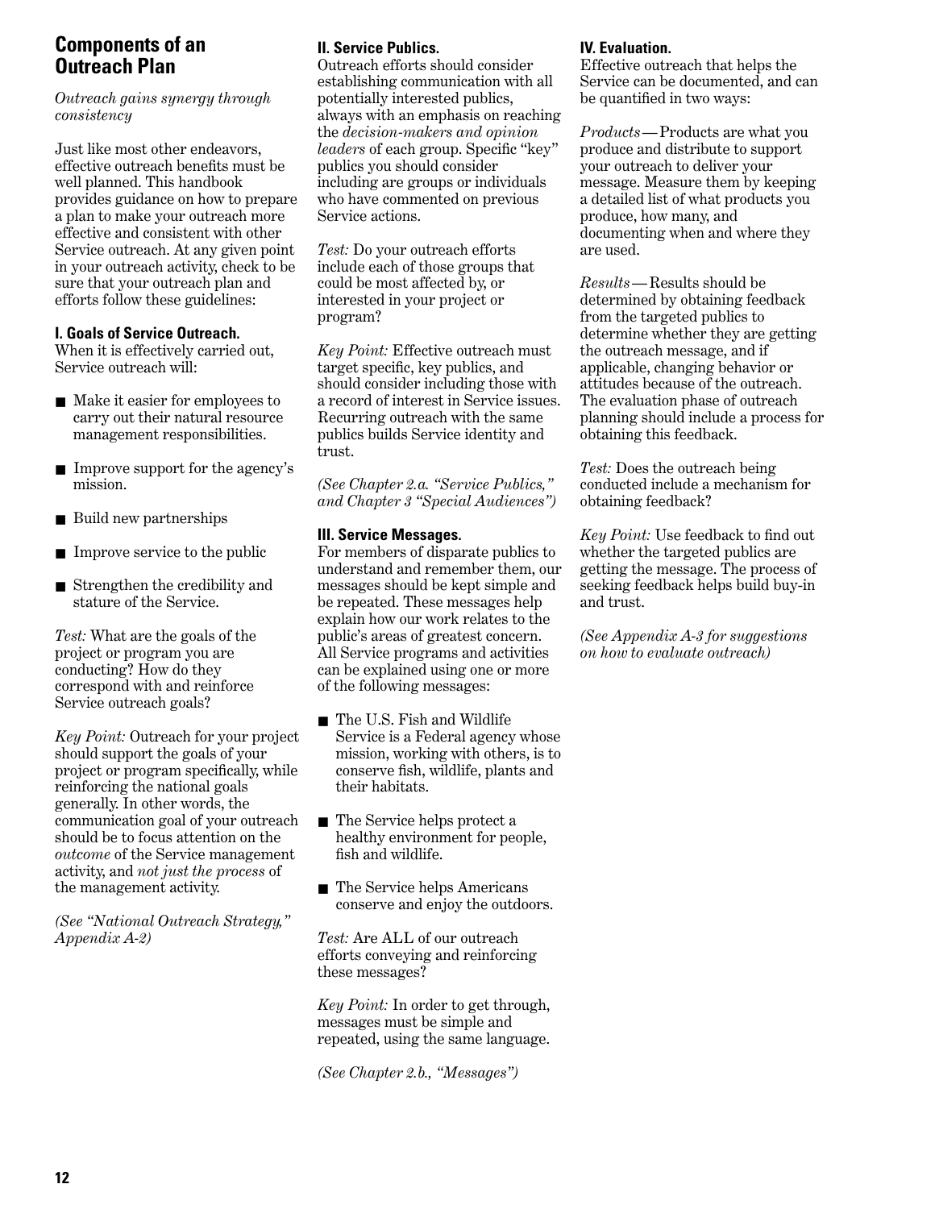## Components of an Outreach Plan

*Outreach gains synergy through consistency*

Just like most other endeavors, effective outreach benefits must be well planned. This handbook provides guidance on how to prepare a plan to make your outreach more effective and consistent with other Service outreach. At any given point in your outreach activity, check to be sure that your outreach plan and efforts follow these guidelines:

### I. Goals of Service Outreach.

When it is effectively carried out, Service outreach will:

- Make it easier for employees to carry out their natural resource management responsibilities.
- Improve support for the agency's mission.
- Build new partnerships
- Improve service to the public
- Strengthen the credibility and stature of the Service.

*Test:* What are the goals of the project or program you are conducting? How do they correspond with and reinforce Service outreach goals?

*Key Point:* Outreach for your project should support the goals of your project or program specifically, while reinforcing the national goals generally. In other words, the communication goal of your outreach should be to focus attention on the *outcome* of the Service management activity, and *not just the process* of the management activity.

*(See "National Outreach Strategy," Appendix A-2)*

### II. Service Publics.

Outreach efforts should consider establishing communication with all potentially interested publics, always with an emphasis on reaching the *decision-makers and opinion leaders* of each group. Specific "key" publics you should consider including are groups or individuals who have commented on previous Service actions.

*Test:* Do your outreach efforts include each of those groups that could be most affected by, or interested in your project or program?

*Key Point:* Effective outreach must target specific, key publics, and should consider including those with a record of interest in Service issues. Recurring outreach with the same publics builds Service identity and trust.

*(See Chapter 2.a. "Service Publics," and Chapter 3 "Special Audiences")*

### III. Service Messages.

For members of disparate publics to understand and remember them, our messages should be kept simple and be repeated. These messages help explain how our work relates to the public's areas of greatest concern. All Service programs and activities can be explained using one or more of the following messages:

- The U.S. Fish and Wildlife Service is a Federal agency whose mission, working with others, is to conserve fish, wildlife, plants and their habitats.
- The Service helps protect a healthy environment for people, fish and wildlife.
- The Service helps Americans conserve and enjoy the outdoors.

*Test:* Are ALL of our outreach efforts conveying and reinforcing these messages?

*Key Point:* In order to get through, messages must be simple and repeated, using the same language.

*(See Chapter 2.b., "Messages")*

### IV. Evaluation.

Effective outreach that helps the Service can be documented, and can be quantified in two ways:

*Products*—Products are what you produce and distribute to support your outreach to deliver your message. Measure them by keeping a detailed list of what products you produce, how many, and documenting when and where they are used.

*Results*—Results should be determined by obtaining feedback from the targeted publics to determine whether they are getting the outreach message, and if applicable, changing behavior or attitudes because of the outreach. The evaluation phase of outreach planning should include a process for obtaining this feedback.

*Test:* Does the outreach being conducted include a mechanism for obtaining feedback?

*Key Point:* Use feedback to find out whether the targeted publics are getting the message. The process of seeking feedback helps build buy-in and trust.

*(See Appendix A-3 for suggestions on how to evaluate outreach)*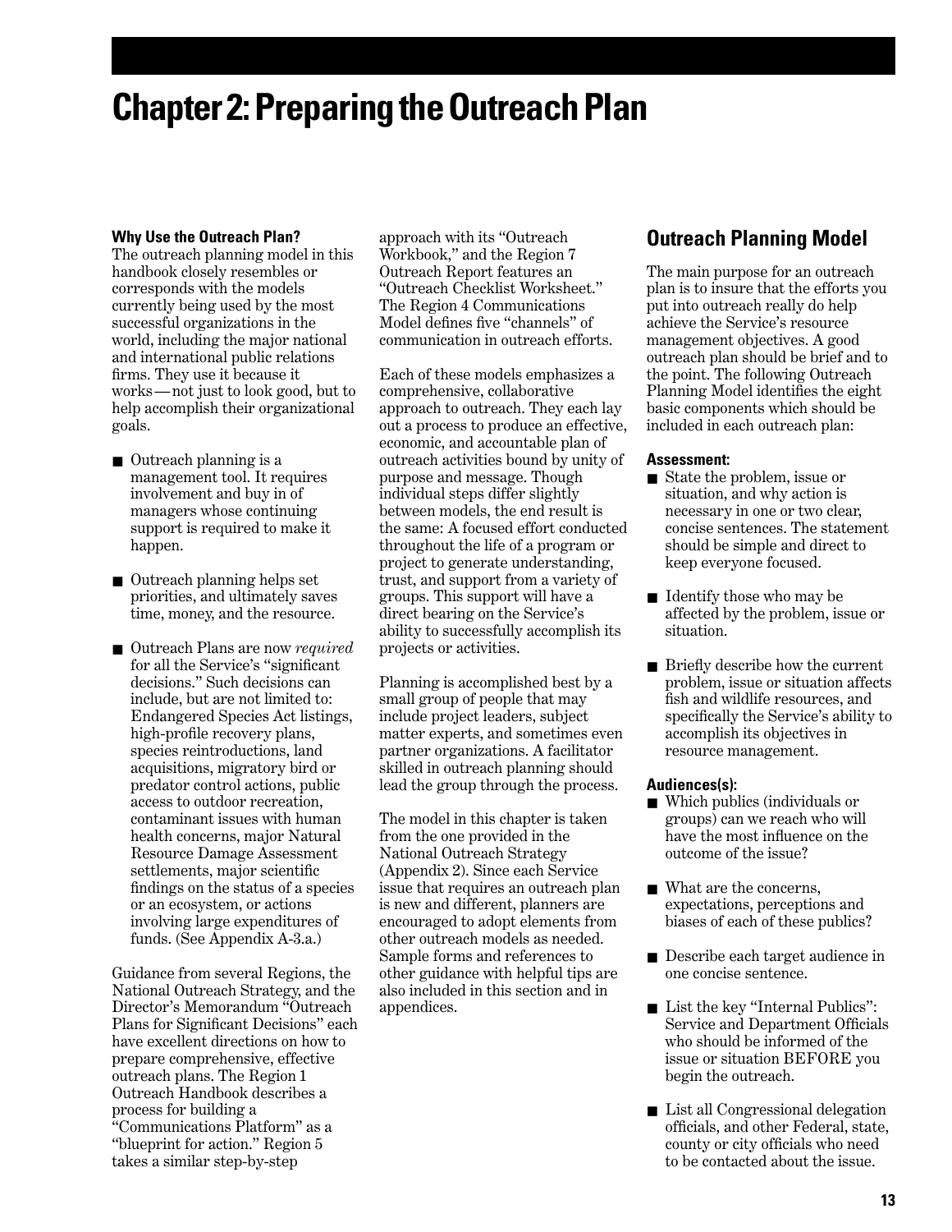# Chapter 2: Preparing the Outreach Plan

**Why Use the Outreach Plan?**

The outreach planning model in this handbook closely resembles or corresponds with the models currently being used by the most successful organizations in the world, including the major national and international public relations firms. They use it because it works — not just to look good, but to help accomplish their organizational goals.

- Outreach planning is a management tool. It requires involvement and buy in of managers whose continuing support is required to make it happen.
- Outreach planning helps set priorities, and ultimately saves time, money, and the resource.
- Outreach Plans are now *required* for all the Service's "significant decisions." Such decisions can include, but are not limited to: Endangered Species Act listings, high-profile recovery plans, species reintroductions, land acquisitions, migratory bird or predator control actions, public access to outdoor recreation, contaminant issues with human health concerns, major Natural Resource Damage Assessment settlements, major scientific findings on the status of a species or an ecosystem, or actions involving large expenditures of funds. (See Appendix A-3.a.)

Guidance from several Regions, the National Outreach Strategy, and the Director's Memorandum "Outreach Plans for Significant Decisions" each have excellent directions on how to prepare comprehensive, effective outreach plans. The Region 1 Outreach Handbook describes a process for building a "Communications Platform" as a "blueprint for action." Region 5 takes a similar step-by-step approach with its "Outreach Workbook," and the Region 7 Outreach Report features an "Outreach Checklist Worksheet." The Region 4 Communications Model defines five "channels" of communication in outreach efforts.

Each of these models emphasizes a comprehensive, collaborative approach to outreach. They each lay out a process to produce an effective, economic, and accountable plan of outreach activities bound by unity of purpose and message. Though individual steps differ slightly between models, the end result is the same: A focused effort conducted throughout the life of a program or project to generate understanding, trust, and support from a variety of groups. This support will have a direct bearing on the Service's ability to successfully accomplish its projects or activities.

Planning is accomplished best by a small group of people that may include project leaders, subject matter experts, and sometimes even partner organizations. A facilitator skilled in outreach planning should lead the group through the process.

The model in this chapter is taken from the one provided in the National Outreach Strategy (Appendix 2). Since each Service issue that requires an outreach plan is new and different, planners are encouraged to adopt elements from other outreach models as needed. Sample forms and references to other guidance with helpful tips are also included in this section and in appendices.

## Outreach Planning Model

The main purpose for an outreach plan is to insure that the efforts you put into outreach really do help achieve the Service's resource management objectives. A good outreach plan should be brief and to the point. The following Outreach Planning Model identifies the eight basic components which should be included in each outreach plan:

**Assessment:**

- State the problem, issue or situation, and why action is necessary in one or two clear, concise sentences. The statement should be simple and direct to keep everyone focused.
- Identify those who may be affected by the problem, issue or situation.
- Briefly describe how the current problem, issue or situation affects fish and wildlife resources, and specifically the Service's ability to accomplish its objectives in resource management.

**Audiences(s):**

- Which publics (individuals or groups) can we reach who will have the most influence on the outcome of the issue?
- What are the concerns, expectations, perceptions and biases of each of these publics?
- Describe each target audience in one concise sentence.
- List the key "Internal Publics": Service and Department Officials who should be informed of the issue or situation BEFORE you begin the outreach.
- List all Congressional delegation officials, and other Federal, state, county or city officials who need to be contacted about the issue.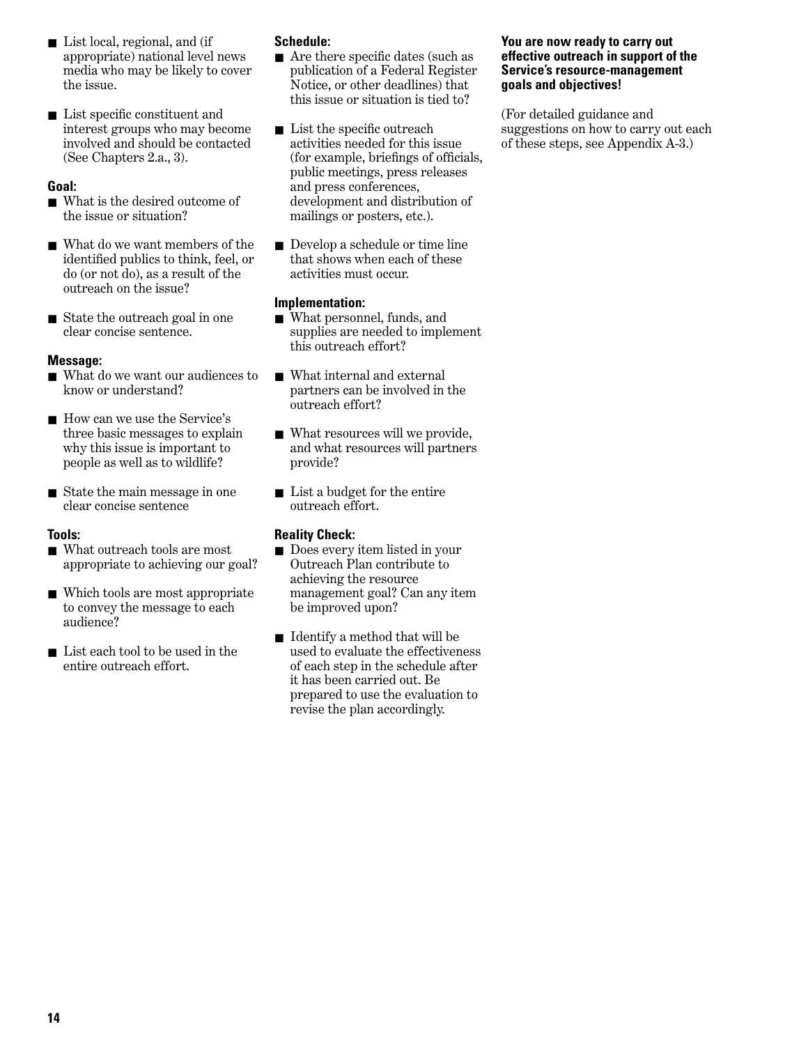- List local, regional, and (if appropriate) national level news media who may be likely to cover the issue.
- List specific constituent and interest groups who may become involved and should be contacted (See Chapters 2.a., 3).

**Goal:**

- What is the desired outcome of the issue or situation?
- What do we want members of the identified publics to think, feel, or do (or not do), as a result of the outreach on the issue?
- State the outreach goal in one clear concise sentence.

**Message:**

- What do we want our audiences to know or understand?
- How can we use the Service's three basic messages to explain why this issue is important to people as well as to wildlife?
- State the main message in one clear concise sentence

**Tools:**

- What outreach tools are most appropriate to achieving our goal?
- Which tools are most appropriate to convey the message to each audience?
- List each tool to be used in the entire outreach effort.

**Schedule:**

- Are there specific dates (such as publication of a Federal Register Notice, or other deadlines) that this issue or situation is tied to?
- List the specific outreach activities needed for this issue (for example, briefings of officials, public meetings, press releases and press conferences, development and distribution of mailings or posters, etc.).
- Develop a schedule or time line that shows when each of these activities must occur.

**Implementation:**

- What personnel, funds, and supplies are needed to implement this outreach effort?
- What internal and external partners can be involved in the outreach effort?
- What resources will we provide, and what resources will partners provide?
- List a budget for the entire outreach effort.

**Reality Check:**

- Does every item listed in your Outreach Plan contribute to achieving the resource management goal? Can any item be improved upon?
- Identify a method that will be used to evaluate the effectiveness of each step in the schedule after it has been carried out. Be prepared to use the evaluation to revise the plan accordingly.

**You are now ready to carry out effective outreach in support of the Service's resource-management goals and objectives!**

(For detailed guidance and suggestions on how to carry out each of these steps, see Appendix A-3.)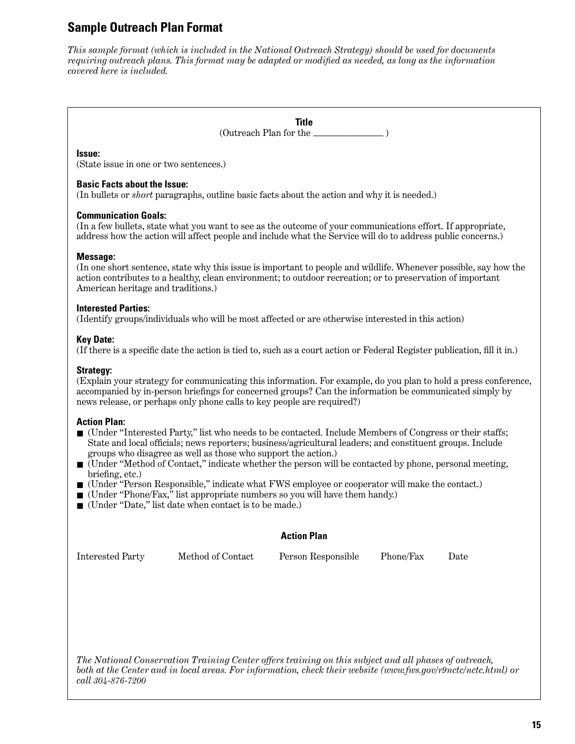## Sample Outreach Plan Format

*This sample format (which is included in the National Outreach Strategy) should be used for documents requiring outreach plans. This format may be adapted or modified as needed, as long as the information covered here is included.*

**Title**
(Outreach Plan for the _______________ )

**Issue:**
(State issue in one or two sentences.)

**Basic Facts about the Issue:**
(In bullets or *short* paragraphs, outline basic facts about the action and why it is needed.)

**Communication Goals:**
(In a few bullets, state what you want to see as the outcome of your communications effort. If appropriate, address how the action will affect people and include what the Service will do to address public concerns.)

**Message:**
(In one short sentence, state why this issue is important to people and wildlife. Whenever possible, say how the action contributes to a healthy, clean environment; to outdoor recreation; or to preservation of important American heritage and traditions.)

**Interested Parties:**
(Identify groups/individuals who will be most affected or are otherwise interested in this action)

**Key Date:**
(If there is a specific date the action is tied to, such as a court action or Federal Register publication, fill it in.)

**Strategy:**
(Explain your strategy for communicating this information. For example, do you plan to hold a press conference, accompanied by in-person briefings for concerned groups? Can the information be communicated simply by news release, or perhaps only phone calls to key people are required?)

**Action Plan:**

- (Under "Interested Party," list who needs to be contacted. Include Members of Congress or their staffs; State and local officials; news reporters; business/agricultural leaders; and constituent groups. Include groups who disagree as well as those who support the action.)
- (Under "Method of Contact," indicate whether the person will be contacted by phone, personal meeting, briefing, etc.)
- (Under "Person Responsible," indicate what FWS employee or cooperator will make the contact.)
- (Under "Phone/Fax," list appropriate numbers so you will have them handy.)
- (Under "Date," list date when contact is to be made.)

**Action Plan**

| Interested Party | Method of Contact | Person Responsible | Phone/Fax | Date |
|---|---|---|---|---|
| | | | | |

*The National Conservation Training Center offers training on this subject and all phases of outreach, both at the Center and in local areas. For information, check their website (www.fws.gov/r9nctc/nctc.html) or call 304-876-7200*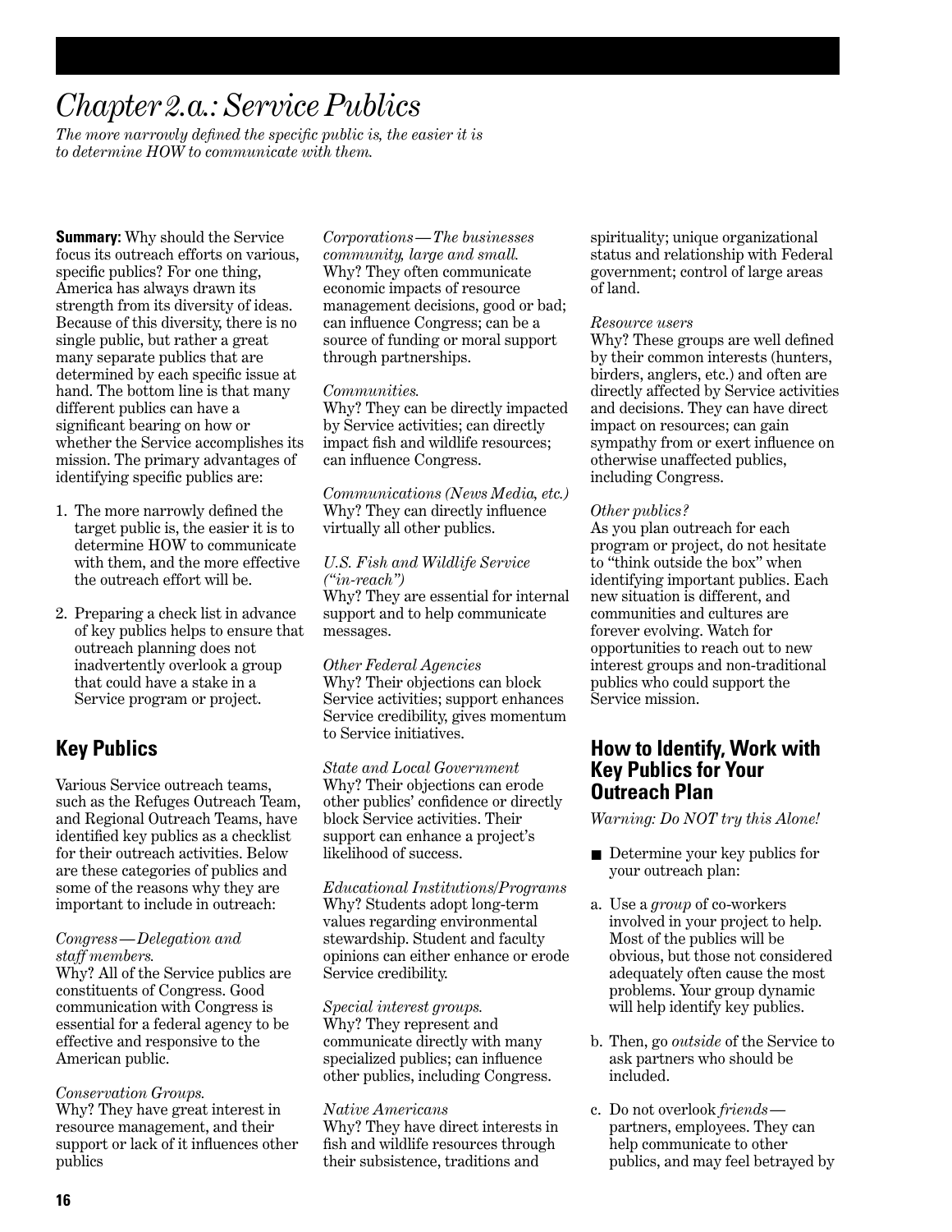# *Chapter 2.a.: Service Publics*

*The more narrowly defined the specific public is, the easier it is to determine HOW to communicate with them.*

**Summary:** Why should the Service focus its outreach efforts on various, specific publics? For one thing, America has always drawn its strength from its diversity of ideas. Because of this diversity, there is no single public, but rather a great many separate publics that are determined by each specific issue at hand. The bottom line is that many different publics can have a significant bearing on how or whether the Service accomplishes its mission. The primary advantages of identifying specific publics are:

1. The more narrowly defined the target public is, the easier it is to determine HOW to communicate with them, and the more effective the outreach effort will be.
2. Preparing a check list in advance of key publics helps to ensure that outreach planning does not inadvertently overlook a group that could have a stake in a Service program or project.

## Key Publics

Various Service outreach teams, such as the Refuges Outreach Team, and Regional Outreach Teams, have identified key publics as a checklist for their outreach activities. Below are these categories of publics and some of the reasons why they are important to include in outreach:

*Congress—Delegation and staff members.*
Why? All of the Service publics are constituents of Congress. Good communication with Congress is essential for a federal agency to be effective and responsive to the American public.

*Conservation Groups.*
Why? They have great interest in resource management, and their support or lack of it influences other publics

*Corporations—The businesses community, large and small.*
Why? They often communicate economic impacts of resource management decisions, good or bad; can influence Congress; can be a source of funding or moral support through partnerships.

*Communities.*
Why? They can be directly impacted by Service activities; can directly impact fish and wildlife resources; can influence Congress.

*Communications (News Media, etc.)*
Why? They can directly influence virtually all other publics.

*U.S. Fish and Wildlife Service ("in-reach")*
Why? They are essential for internal support and to help communicate messages.

*Other Federal Agencies*
Why? Their objections can block Service activities; support enhances Service credibility, gives momentum to Service initiatives.

*State and Local Government*
Why? Their objections can erode other publics' confidence or directly block Service activities. Their support can enhance a project's likelihood of success.

*Educational Institutions/Programs*
Why? Students adopt long-term values regarding environmental stewardship. Student and faculty opinions can either enhance or erode Service credibility.

*Special interest groups.*
Why? They represent and communicate directly with many specialized publics; can influence other publics, including Congress.

*Native Americans*
Why? They have direct interests in fish and wildlife resources through their subsistence, traditions and spirituality; unique organizational status and relationship with Federal government; control of large areas of land.

*Resource users*
Why? These groups are well defined by their common interests (hunters, birders, anglers, etc.) and often are directly affected by Service activities and decisions. They can have direct impact on resources; can gain sympathy from or exert influence on otherwise unaffected publics, including Congress.

*Other publics?*
As you plan outreach for each program or project, do not hesitate to "think outside the box" when identifying important publics. Each new situation is different, and communities and cultures are forever evolving. Watch for opportunities to reach out to new interest groups and non-traditional publics who could support the Service mission.

## How to Identify, Work with Key Publics for Your Outreach Plan

*Warning: Do NOT try this Alone!*

- Determine your key publics for your outreach plan:

a. Use a *group* of co-workers involved in your project to help. Most of the publics will be obvious, but those not considered adequately often cause the most problems. Your group dynamic will help identify key publics.

b. Then, go *outside* of the Service to ask partners who should be included.

c. Do not overlook *friends*—partners, employees. They can help communicate to other publics, and may feel betrayed by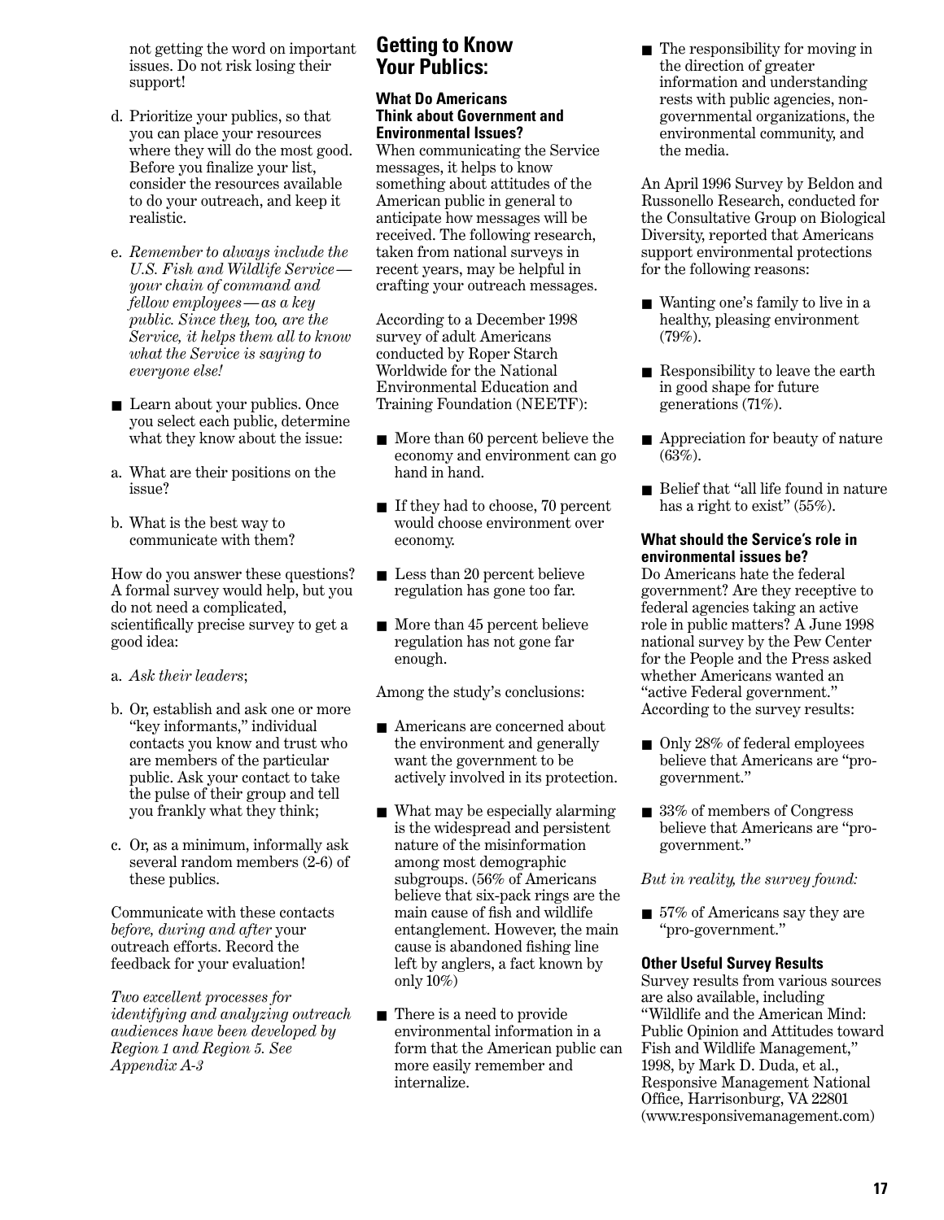not getting the word on important issues. Do not risk losing their support!

d. Prioritize your publics, so that you can place your resources where they will do the most good. Before you finalize your list, consider the resources available to do your outreach, and keep it realistic.

e. *Remember to always include the U.S. Fish and Wildlife Service—your chain of command and fellow employees—as a key public. Since they, too, are the Service, it helps them all to know what the Service is saying to everyone else!*

- Learn about your publics. Once you select each public, determine what they know about the issue:

a. What are their positions on the issue?

b. What is the best way to communicate with them?

How do you answer these questions? A formal survey would help, but you do not need a complicated, scientifically precise survey to get a good idea:

a. *Ask their leaders*;

b. Or, establish and ask one or more "key informants," individual contacts you know and trust who are members of the particular public. Ask your contact to take the pulse of their group and tell you frankly what they think;

c. Or, as a minimum, informally ask several random members (2-6) of these publics.

Communicate with these contacts *before, during and after* your outreach efforts. Record the feedback for your evaluation!

*Two excellent processes for identifying and analyzing outreach audiences have been developed by Region 1 and Region 5. See Appendix A-3*

## Getting to Know Your Publics:

### What Do Americans Think about Government and Environmental Issues?

When communicating the Service messages, it helps to know something about attitudes of the American public in general to anticipate how messages will be received. The following research, taken from national surveys in recent years, may be helpful in crafting your outreach messages.

According to a December 1998 survey of adult Americans conducted by Roper Starch Worldwide for the National Environmental Education and Training Foundation (NEETF):

- More than 60 percent believe the economy and environment can go hand in hand.
- If they had to choose, 70 percent would choose environment over economy.
- Less than 20 percent believe regulation has gone too far.
- More than 45 percent believe regulation has not gone far enough.

Among the study's conclusions:

- Americans are concerned about the environment and generally want the government to be actively involved in its protection.
- What may be especially alarming is the widespread and persistent nature of the misinformation among most demographic subgroups. (56% of Americans believe that six-pack rings are the main cause of fish and wildlife entanglement. However, the main cause is abandoned fishing line left by anglers, a fact known by only 10%)
- There is a need to provide environmental information in a form that the American public can more easily remember and internalize.
- The responsibility for moving in the direction of greater information and understanding rests with public agencies, non-governmental organizations, the environmental community, and the media.

An April 1996 Survey by Beldon and Russonello Research, conducted for the Consultative Group on Biological Diversity, reported that Americans support environmental protections for the following reasons:

- Wanting one's family to live in a healthy, pleasing environment (79%).
- Responsibility to leave the earth in good shape for future generations (71%).
- Appreciation for beauty of nature (63%).
- Belief that "all life found in nature has a right to exist" (55%).

### What should the Service's role in environmental issues be?

Do Americans hate the federal government? Are they receptive to federal agencies taking an active role in public matters? A June 1998 national survey by the Pew Center for the People and the Press asked whether Americans wanted an "active Federal government." According to the survey results:

- Only 28% of federal employees believe that Americans are "pro-government."
- 33% of members of Congress believe that Americans are "pro-government."

*But in reality, the survey found:*

- 57% of Americans say they are "pro-government."

### Other Useful Survey Results

Survey results from various sources are also available, including "Wildlife and the American Mind: Public Opinion and Attitudes toward Fish and Wildlife Management," 1998, by Mark D. Duda, et al., Responsive Management National Office, Harrisonburg, VA 22801 (www.responsivemanagement.com)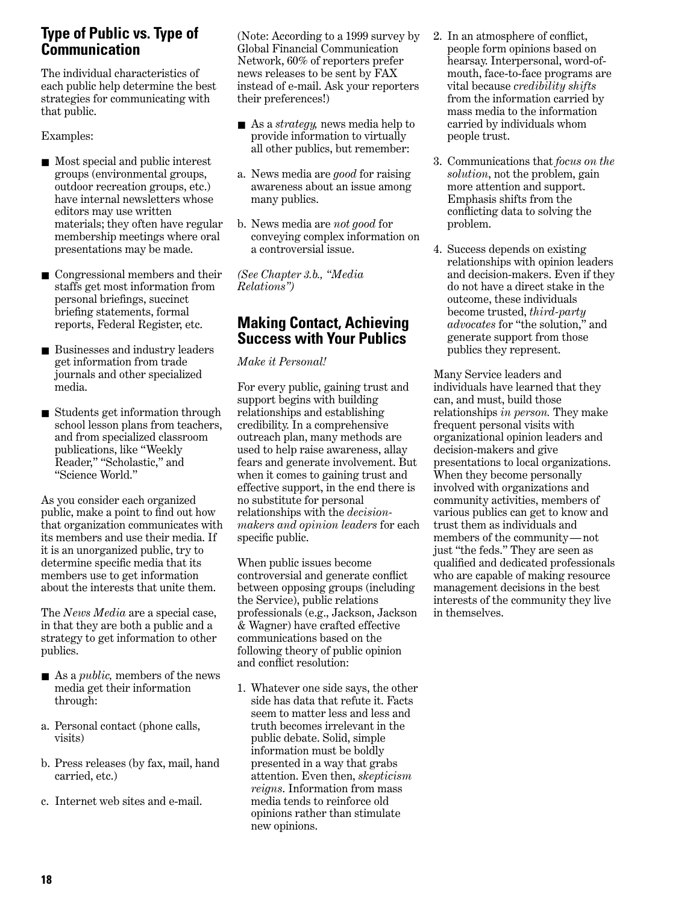## Type of Public vs. Type of Communication

The individual characteristics of each public help determine the best strategies for communicating with that public.

Examples:

- Most special and public interest groups (environmental groups, outdoor recreation groups, etc.) have internal newsletters whose editors may use written materials; they often have regular membership meetings where oral presentations may be made.
- Congressional members and their staffs get most information from personal briefings, succinct briefing statements, formal reports, Federal Register, etc.
- Businesses and industry leaders get information from trade journals and other specialized media.
- Students get information through school lesson plans from teachers, and from specialized classroom publications, like "Weekly Reader," "Scholastic," and "Science World."

As you consider each organized public, make a point to find out how that organization communicates with its members and use their media. If it is an unorganized public, try to determine specific media that its members use to get information about the interests that unite them.

The *News Media* are a special case, in that they are both a public and a strategy to get information to other publics.

- As a *public,* members of the news media get their information through:

a. Personal contact (phone calls, visits)

b. Press releases (by fax, mail, hand carried, etc.)

c. Internet web sites and e-mail.

(Note: According to a 1999 survey by Global Financial Communication Network, 60% of reporters prefer news releases to be sent by FAX instead of e-mail. Ask your reporters their preferences!)

- As a *strategy,* news media help to provide information to virtually all other publics, but remember:

a. News media are *good* for raising awareness about an issue among many publics.

b. News media are *not good* for conveying complex information on a controversial issue.

*(See Chapter 3.b., "Media Relations")*

## Making Contact, Achieving Success with Your Publics

*Make it Personal!*

For every public, gaining trust and support begins with building relationships and establishing credibility. In a comprehensive outreach plan, many methods are used to help raise awareness, allay fears and generate involvement. But when it comes to gaining trust and effective support, in the end there is no substitute for personal relationships with the *decision-makers and opinion leaders* for each specific public.

When public issues become controversial and generate conflict between opposing groups (including the Service), public relations professionals (e.g., Jackson, Jackson & Wagner) have crafted effective communications based on the following theory of public opinion and conflict resolution:

1. Whatever one side says, the other side has data that refute it. Facts seem to matter less and less and truth becomes irrelevant in the public debate. Solid, simple information must be boldly presented in a way that grabs attention. Even then, *skepticism reigns*. Information from mass media tends to reinforce old opinions rather than stimulate new opinions.
2. In an atmosphere of conflict, people form opinions based on hearsay. Interpersonal, word-of-mouth, face-to-face programs are vital because *credibility shifts* from the information carried by mass media to the information carried by individuals whom people trust.
3. Communications that *focus on the solution*, not the problem, gain more attention and support. Emphasis shifts from the conflicting data to solving the problem.
4. Success depends on existing relationships with opinion leaders and decision-makers. Even if they do not have a direct stake in the outcome, these individuals become trusted, *third-party advocates* for "the solution," and generate support from those publics they represent.

Many Service leaders and individuals have learned that they can, and must, build those relationships *in person.* They make frequent personal visits with organizational opinion leaders and decision-makers and give presentations to local organizations. When they become personally involved with organizations and community activities, members of various publics can get to know and trust them as individuals and members of the community — not just "the feds." They are seen as qualified and dedicated professionals who are capable of making resource management decisions in the best interests of the community they live in themselves.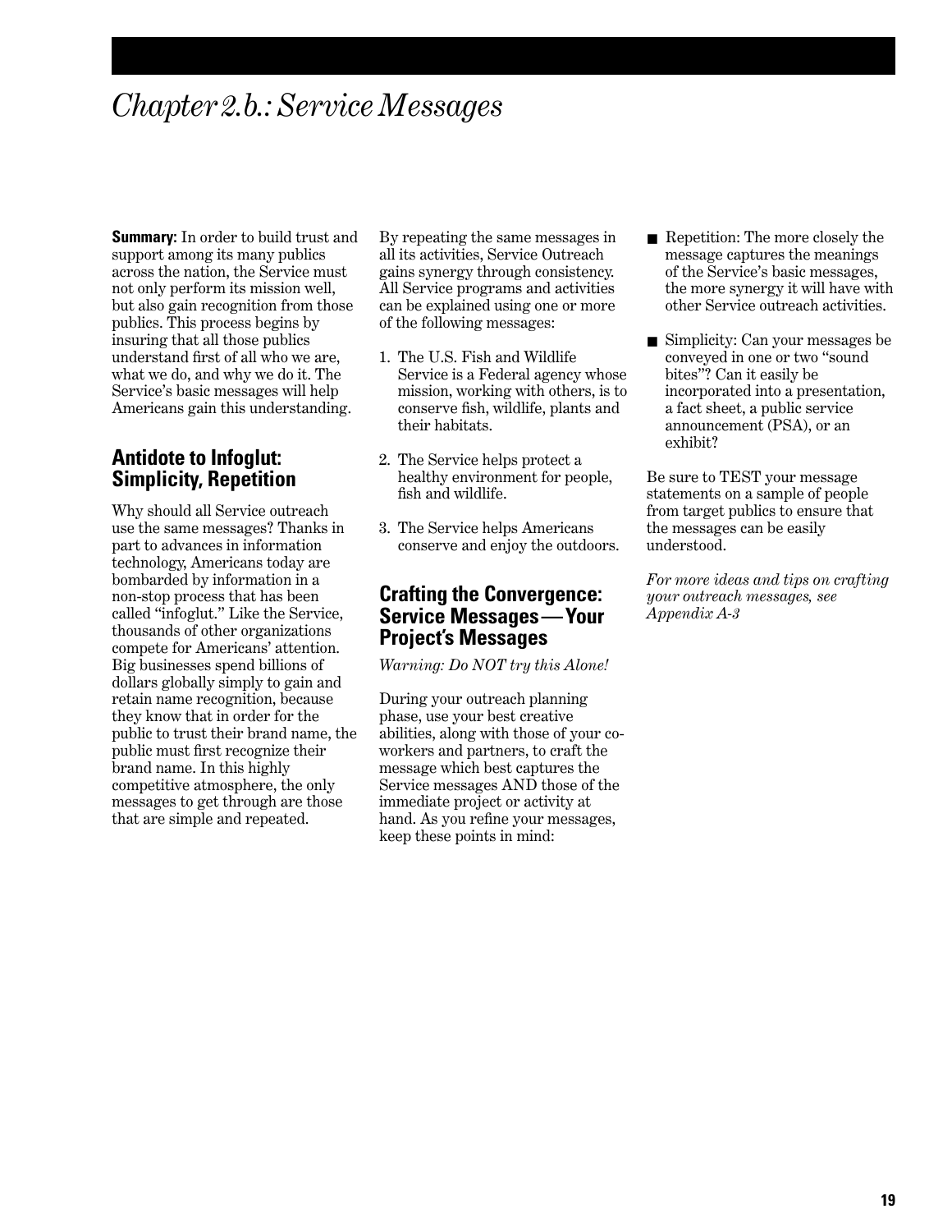# Chapter 2.b.: Service Messages

**Summary:** In order to build trust and support among its many publics across the nation, the Service must not only perform its mission well, but also gain recognition from those publics. This process begins by insuring that all those publics understand first of all who we are, what we do, and why we do it. The Service's basic messages will help Americans gain this understanding.

## Antidote to Infoglut: Simplicity, Repetition

Why should all Service outreach use the same messages? Thanks in part to advances in information technology, Americans today are bombarded by information in a non-stop process that has been called "infoglut." Like the Service, thousands of other organizations compete for Americans' attention. Big businesses spend billions of dollars globally simply to gain and retain name recognition, because they know that in order for the public to trust their brand name, the public must first recognize their brand name. In this highly competitive atmosphere, the only messages to get through are those that are simple and repeated.

By repeating the same messages in all its activities, Service Outreach gains synergy through consistency. All Service programs and activities can be explained using one or more of the following messages:

1. The U.S. Fish and Wildlife Service is a Federal agency whose mission, working with others, is to conserve fish, wildlife, plants and their habitats.
2. The Service helps protect a healthy environment for people, fish and wildlife.
3. The Service helps Americans conserve and enjoy the outdoors.

## Crafting the Convergence: Service Messages—Your Project's Messages

*Warning: Do NOT try this Alone!*

During your outreach planning phase, use your best creative abilities, along with those of your co-workers and partners, to craft the message which best captures the Service messages AND those of the immediate project or activity at hand. As you refine your messages, keep these points in mind:

- Repetition: The more closely the message captures the meanings of the Service's basic messages, the more synergy it will have with other Service outreach activities.
- Simplicity: Can your messages be conveyed in one or two "sound bites"? Can it easily be incorporated into a presentation, a fact sheet, a public service announcement (PSA), or an exhibit?

Be sure to TEST your message statements on a sample of people from target publics to ensure that the messages can be easily understood.

*For more ideas and tips on crafting your outreach messages, see Appendix A-3*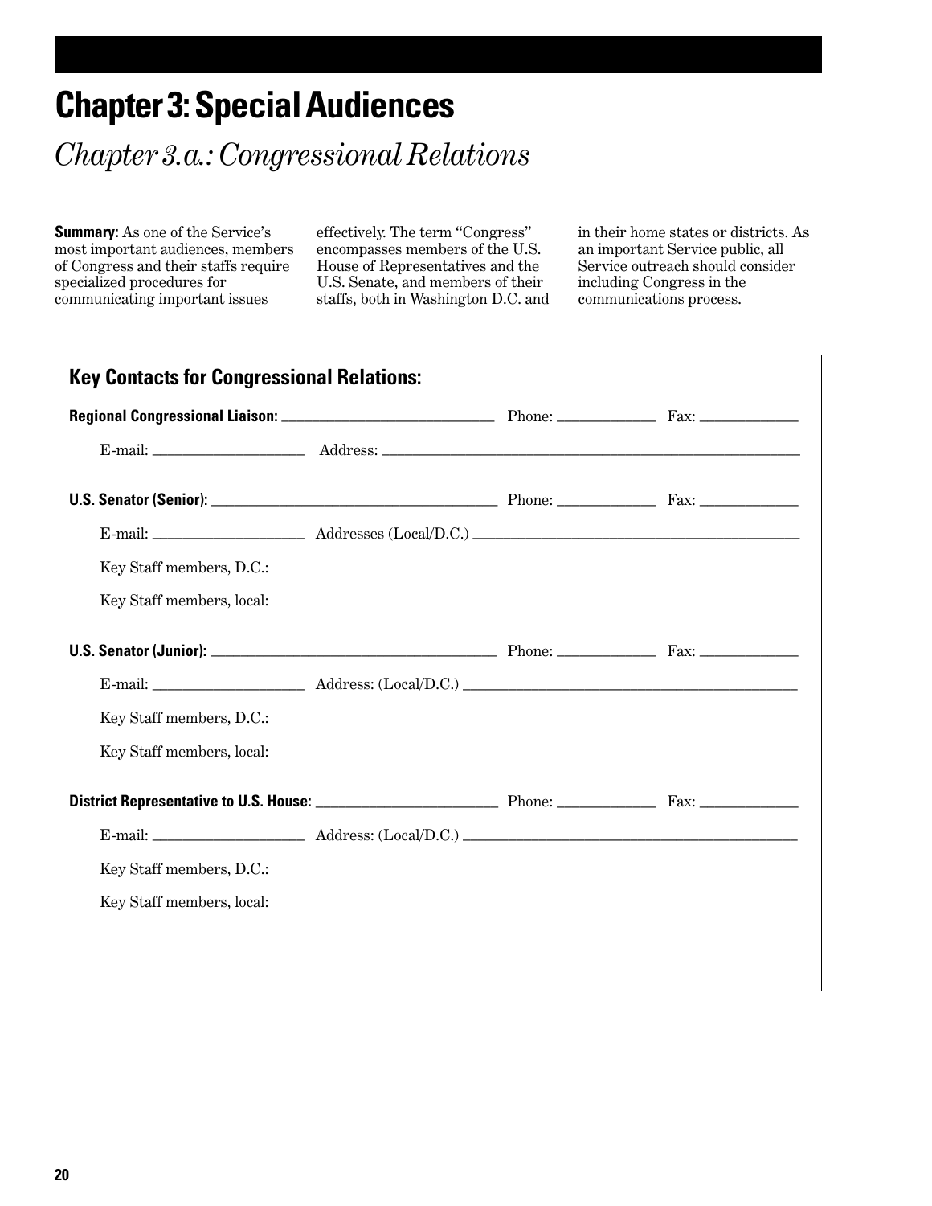# Chapter 3: Special Audiences

## *Chapter 3.a.: Congressional Relations*

**Summary:** As one of the Service's most important audiences, members of Congress and their staffs require specialized procedures for communicating important issues effectively. The term "Congress" encompasses members of the U.S. House of Representatives and the U.S. Senate, and members of their staffs, both in Washington D.C. and in their home states or districts. As an important Service public, all Service outreach should consider including Congress in the communications process.

### Key Contacts for Congressional Relations:

**Regional Congressional Liaison:** ____________________________ Phone: _____________ Fax: _____________

E-mail: ____________________ Address: ____________________________________________________________

**U.S. Senator (Senior):** ______________________________________ Phone: _____________ Fax: _____________

E-mail: ____________________ Addresses (Local/D.C.) ____________________________________________

Key Staff members, D.C.:

Key Staff members, local:

**U.S. Senator (Junior):** ______________________________________ Phone: _____________ Fax: _____________

E-mail: ____________________ Address: (Local/D.C.) ____________________________________________

Key Staff members, D.C.:

Key Staff members, local:

**District Representative to U.S. House:** ________________________ Phone: _____________ Fax: _____________

E-mail: ____________________ Address: (Local/D.C.) ____________________________________________

Key Staff members, D.C.:

Key Staff members, local: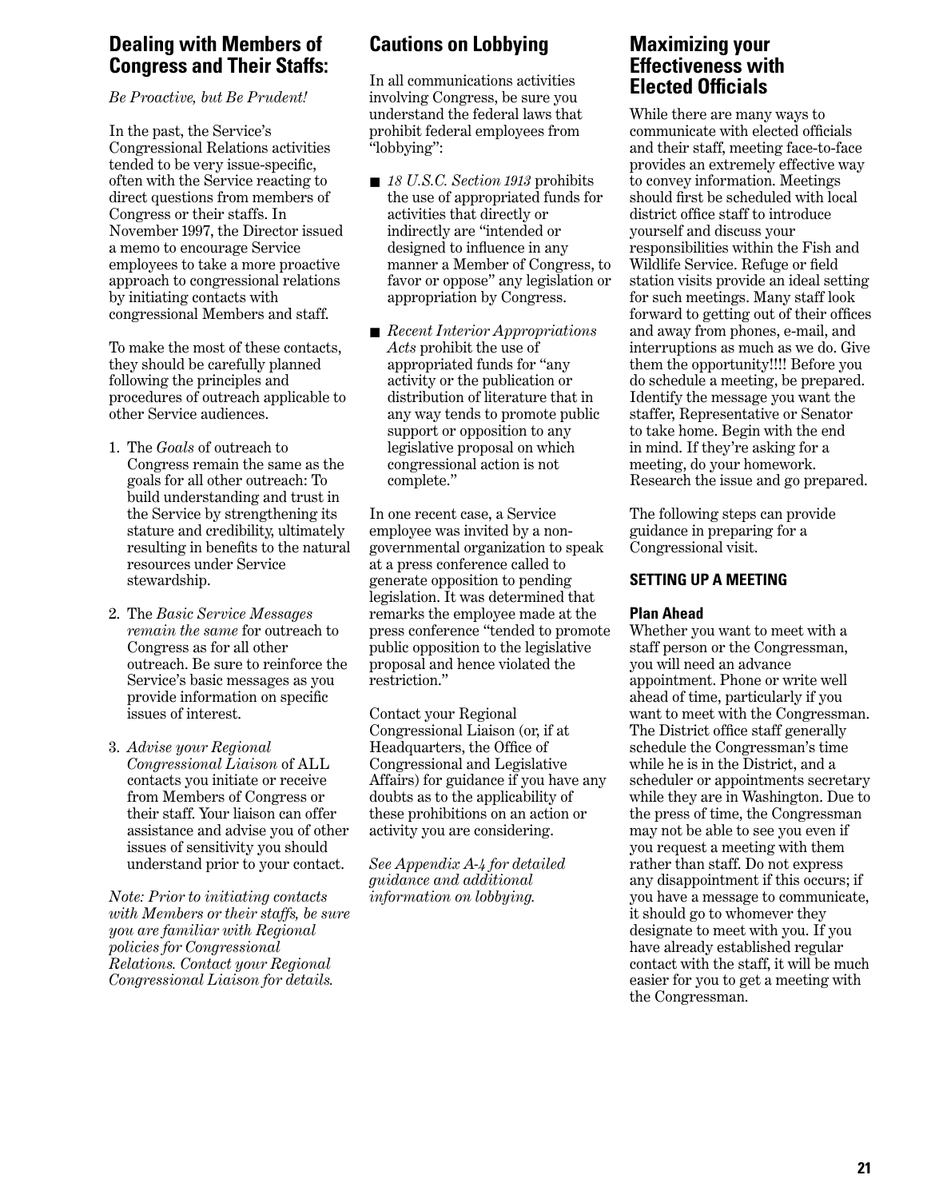## Dealing with Members of Congress and Their Staffs:

*Be Proactive, but Be Prudent!*

In the past, the Service's Congressional Relations activities tended to be very issue-specific, often with the Service reacting to direct questions from members of Congress or their staffs. In November 1997, the Director issued a memo to encourage Service employees to take a more proactive approach to congressional relations by initiating contacts with congressional Members and staff.

To make the most of these contacts, they should be carefully planned following the principles and procedures of outreach applicable to other Service audiences.

1. The *Goals* of outreach to Congress remain the same as the goals for all other outreach: To build understanding and trust in the Service by strengthening its stature and credibility, ultimately resulting in benefits to the natural resources under Service stewardship.

2. The *Basic Service Messages remain the same* for outreach to Congress as for all other outreach. Be sure to reinforce the Service's basic messages as you provide information on specific issues of interest.

3. *Advise your Regional Congressional Liaison* of ALL contacts you initiate or receive from Members of Congress or their staff. Your liaison can offer assistance and advise you of other issues of sensitivity you should understand prior to your contact.

*Note: Prior to initiating contacts with Members or their staffs, be sure you are familiar with Regional policies for Congressional Relations. Contact your Regional Congressional Liaison for details.*

## Cautions on Lobbying

In all communications activities involving Congress, be sure you understand the federal laws that prohibit federal employees from "lobbying":

- *18 U.S.C. Section 1913* prohibits the use of appropriated funds for activities that directly or indirectly are "intended or designed to influence in any manner a Member of Congress, to favor or oppose" any legislation or appropriation by Congress.
- *Recent Interior Appropriations Acts* prohibit the use of appropriated funds for "any activity or the publication or distribution of literature that in any way tends to promote public support or opposition to any legislative proposal on which congressional action is not complete."

In one recent case, a Service employee was invited by a non-governmental organization to speak at a press conference called to generate opposition to pending legislation. It was determined that remarks the employee made at the press conference "tended to promote public opposition to the legislative proposal and hence violated the restriction."

Contact your Regional Congressional Liaison (or, if at Headquarters, the Office of Congressional and Legislative Affairs) for guidance if you have any doubts as to the applicability of these prohibitions on an action or activity you are considering.

*See Appendix A-4 for detailed guidance and additional information on lobbying.*

## Maximizing your Effectiveness with Elected Officials

While there are many ways to communicate with elected officials and their staff, meeting face-to-face provides an extremely effective way to convey information. Meetings should first be scheduled with local district office staff to introduce yourself and discuss your responsibilities within the Fish and Wildlife Service. Refuge or field station visits provide an ideal setting for such meetings. Many staff look forward to getting out of their offices and away from phones, e-mail, and interruptions as much as we do. Give them the opportunity!!!! Before you do schedule a meeting, be prepared. Identify the message you want the staffer, Representative or Senator to take home. Begin with the end in mind. If they're asking for a meeting, do your homework. Research the issue and go prepared.

The following steps can provide guidance in preparing for a Congressional visit.

### SETTING UP A MEETING

#### Plan Ahead

Whether you want to meet with a staff person or the Congressman, you will need an advance appointment. Phone or write well ahead of time, particularly if you want to meet with the Congressman. The District office staff generally schedule the Congressman's time while he is in the District, and a scheduler or appointments secretary while they are in Washington. Due to the press of time, the Congressman may not be able to see you even if you request a meeting with them rather than staff. Do not express any disappointment if this occurs; if you have a message to communicate, it should go to whomever they designate to meet with you. If you have already established regular contact with the staff, it will be much easier for you to get a meeting with the Congressman.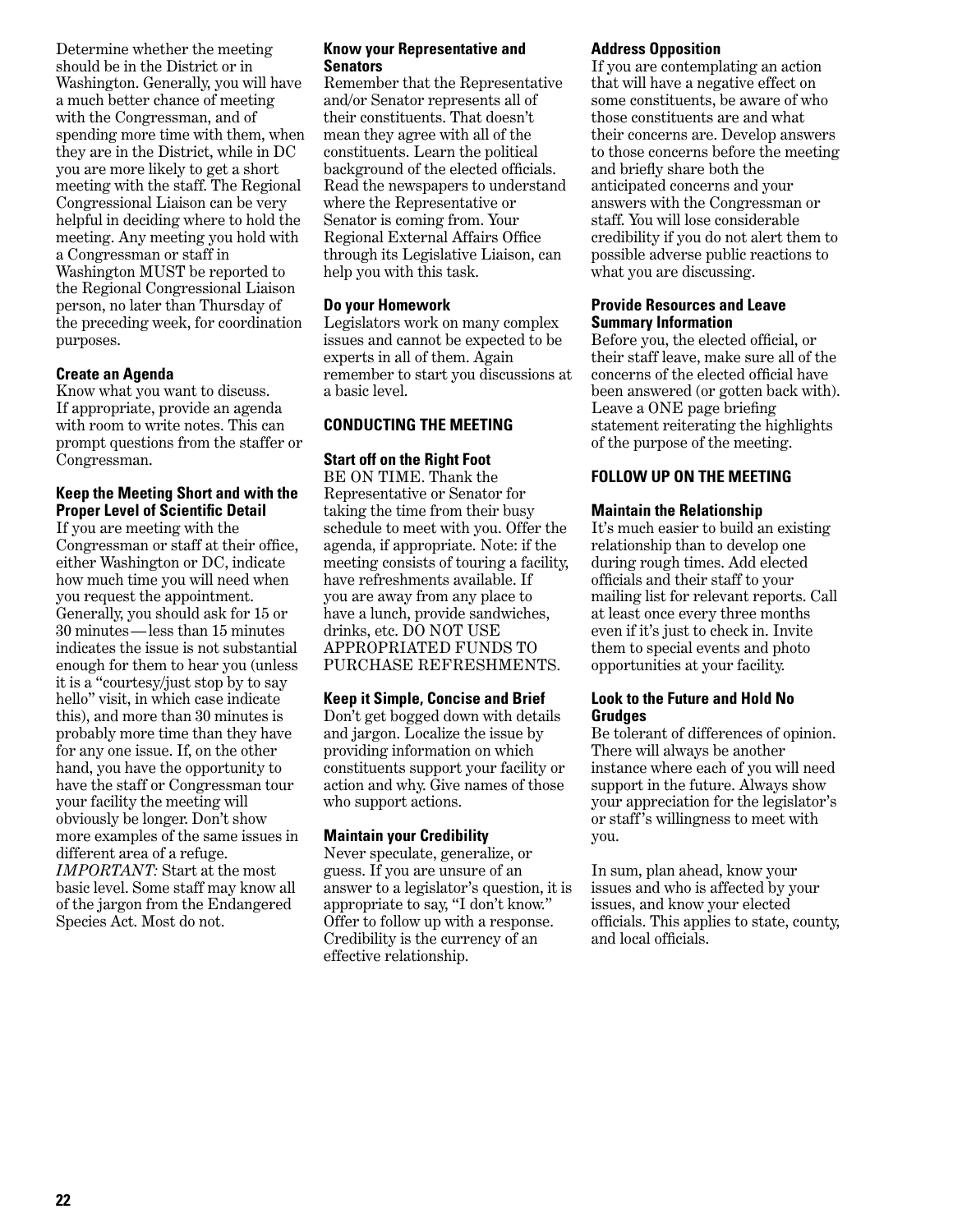Determine whether the meeting should be in the District or in Washington. Generally, you will have a much better chance of meeting with the Congressman, and of spending more time with them, when they are in the District, while in DC you are more likely to get a short meeting with the staff. The Regional Congressional Liaison can be very helpful in deciding where to hold the meeting. Any meeting you hold with a Congressman or staff in Washington MUST be reported to the Regional Congressional Liaison person, no later than Thursday of the preceding week, for coordination purposes.

### Create an Agenda

Know what you want to discuss. If appropriate, provide an agenda with room to write notes. This can prompt questions from the staffer or Congressman.

### Keep the Meeting Short and with the Proper Level of Scientific Detail

If you are meeting with the Congressman or staff at their office, either Washington or DC, indicate how much time you will need when you request the appointment. Generally, you should ask for 15 or 30 minutes—less than 15 minutes indicates the issue is not substantial enough for them to hear you (unless it is a "courtesy/just stop by to say hello" visit, in which case indicate this), and more than 30 minutes is probably more time than they have for any one issue. If, on the other hand, you have the opportunity to have the staff or Congressman tour your facility the meeting will obviously be longer. Don't show more examples of the same issues in different area of a refuge. *IMPORTANT*: Start at the most basic level. Some staff may know all of the jargon from the Endangered Species Act. Most do not.

### Know your Representative and Senators

Remember that the Representative and/or Senator represents all of their constituents. That doesn't mean they agree with all of the constituents. Learn the political background of the elected officials. Read the newspapers to understand where the Representative or Senator is coming from. Your Regional External Affairs Office through its Legislative Liaison, can help you with this task.

### Do your Homework

Legislators work on many complex issues and cannot be expected to be experts in all of them. Again remember to start you discussions at a basic level.

## CONDUCTING THE MEETING

### Start off on the Right Foot

BE ON TIME. Thank the Representative or Senator for taking the time from their busy schedule to meet with you. Offer the agenda, if appropriate. Note: if the meeting consists of touring a facility, have refreshments available. If you are away from any place to have a lunch, provide sandwiches, drinks, etc. DO NOT USE APPROPRIATED FUNDS TO PURCHASE REFRESHMENTS.

### Keep it Simple, Concise and Brief

Don't get bogged down with details and jargon. Localize the issue by providing information on which constituents support your facility or action and why. Give names of those who support actions.

### Maintain your Credibility

Never speculate, generalize, or guess. If you are unsure of an answer to a legislator's question, it is appropriate to say, "I don't know." Offer to follow up with a response. Credibility is the currency of an effective relationship.

### Address Opposition

If you are contemplating an action that will have a negative effect on some constituents, be aware of who those constituents are and what their concerns are. Develop answers to those concerns before the meeting and briefly share both the anticipated concerns and your answers with the Congressman or staff. You will lose considerable credibility if you do not alert them to possible adverse public reactions to what you are discussing.

### Provide Resources and Leave Summary Information

Before you, the elected official, or their staff leave, make sure all of the concerns of the elected official have been answered (or gotten back with). Leave a ONE page briefing statement reiterating the highlights of the purpose of the meeting.

## FOLLOW UP ON THE MEETING

### Maintain the Relationship

It's much easier to build an existing relationship than to develop one during rough times. Add elected officials and their staff to your mailing list for relevant reports. Call at least once every three months even if it's just to check in. Invite them to special events and photo opportunities at your facility.

### Look to the Future and Hold No Grudges

Be tolerant of differences of opinion. There will always be another instance where each of you will need support in the future. Always show your appreciation for the legislator's or staff's willingness to meet with you.

In sum, plan ahead, know your issues and who is affected by your issues, and know your elected officials. This applies to state, county, and local officials.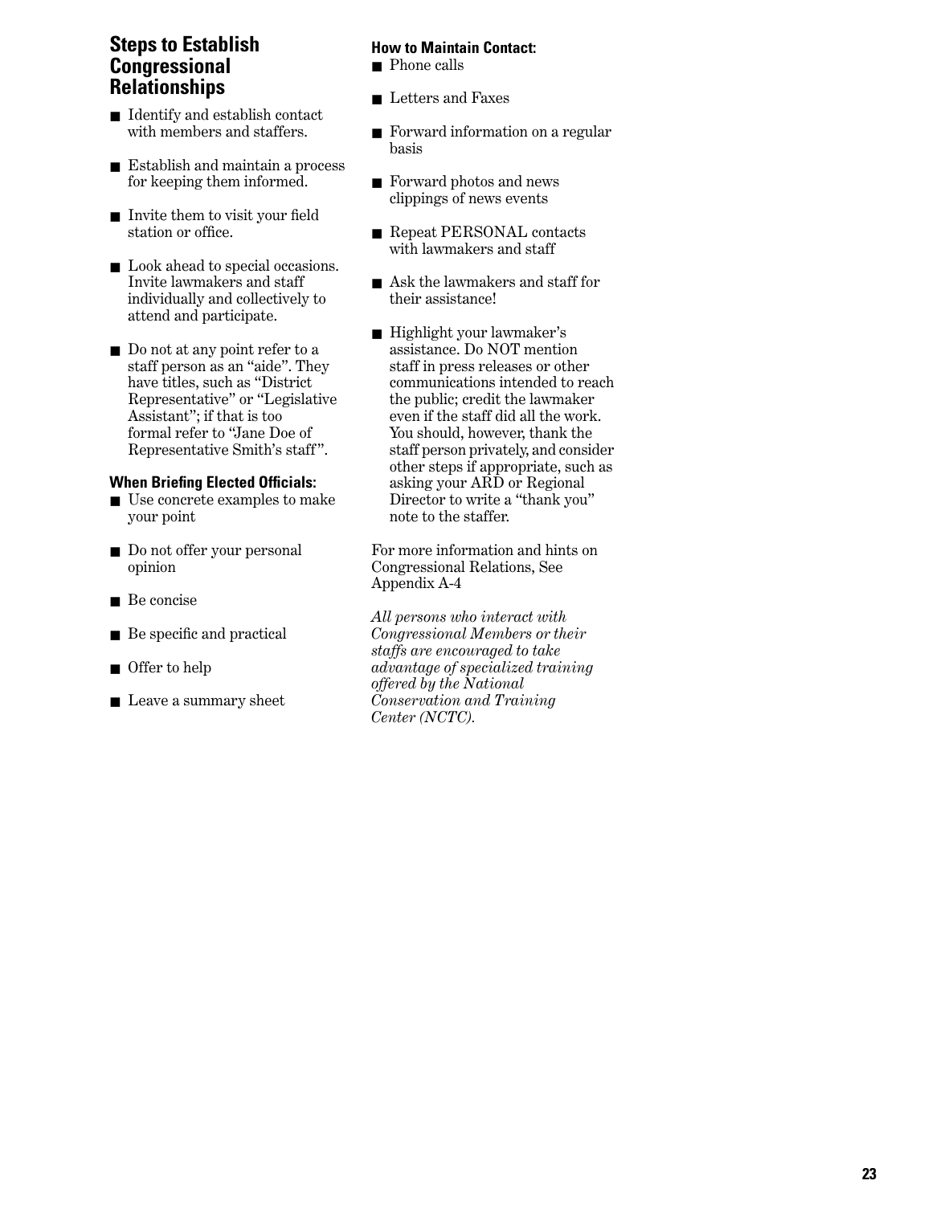## Steps to Establish Congressional Relationships

- Identify and establish contact with members and staffers.
- Establish and maintain a process for keeping them informed.
- Invite them to visit your field station or office.
- Look ahead to special occasions. Invite lawmakers and staff individually and collectively to attend and participate.
- Do not at any point refer to a staff person as an "aide". They have titles, such as "District Representative" or "Legislative Assistant"; if that is too formal refer to "Jane Doe of Representative Smith's staff".

**When Briefing Elected Officials:**

- Use concrete examples to make your point
- Do not offer your personal opinion
- Be concise
- Be specific and practical
- Offer to help
- Leave a summary sheet

**How to Maintain Contact:**

- Phone calls
- Letters and Faxes
- Forward information on a regular basis
- Forward photos and news clippings of news events
- Repeat PERSONAL contacts with lawmakers and staff
- Ask the lawmakers and staff for their assistance!
- Highlight your lawmaker's assistance. Do NOT mention staff in press releases or other communications intended to reach the public; credit the lawmaker even if the staff did all the work. You should, however, thank the staff person privately, and consider other steps if appropriate, such as asking your ARD or Regional Director to write a "thank you" note to the staffer.

For more information and hints on Congressional Relations, See Appendix A-4

*All persons who interact with Congressional Members or their staffs are encouraged to take advantage of specialized training offered by the National Conservation and Training Center (NCTC).*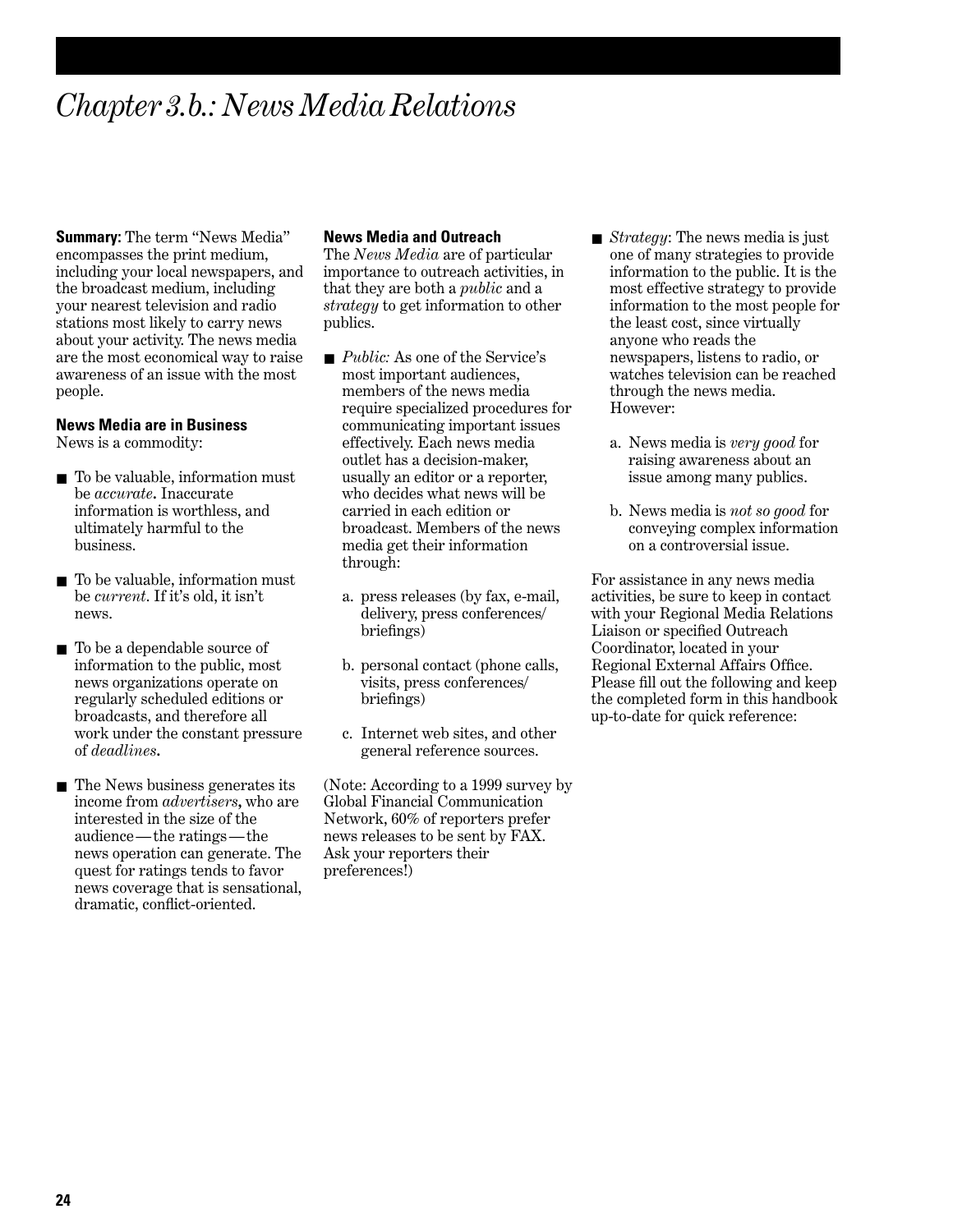# *Chapter 3.b.: News Media Relations*

**Summary:** The term "News Media" encompasses the print medium, including your local newspapers, and the broadcast medium, including your nearest television and radio stations most likely to carry news about your activity. The news media are the most economical way to raise awareness of an issue with the most people.

**News Media are in Business**

News is a commodity:

- To be valuable, information must be *accurate*. Inaccurate information is worthless, and ultimately harmful to the business.
- To be valuable, information must be *current*. If it's old, it isn't news.
- To be a dependable source of information to the public, most news organizations operate on regularly scheduled editions or broadcasts, and therefore all work under the constant pressure of *deadlines*.
- The News business generates its income from *advertisers*, who are interested in the size of the audience—the ratings—the news operation can generate. The quest for ratings tends to favor news coverage that is sensational, dramatic, conflict-oriented.

**News Media and Outreach**

The *News Media* are of particular importance to outreach activities, in that they are both a *public* and a *strategy* to get information to other publics.

- *Public:* As one of the Service's most important audiences, members of the news media require specialized procedures for communicating important issues effectively. Each news media outlet has a decision-maker, usually an editor or a reporter, who decides what news will be carried in each edition or broadcast. Members of the news media get their information through:

  a. press releases (by fax, e-mail, delivery, press conferences/ briefings)

  b. personal contact (phone calls, visits, press conferences/ briefings)

  c. Internet web sites, and other general reference sources.

(Note: According to a 1999 survey by Global Financial Communication Network, 60% of reporters prefer news releases to be sent by FAX. Ask your reporters their preferences!)

- *Strategy*: The news media is just one of many strategies to provide information to the public. It is the most effective strategy to provide information to the most people for the least cost, since virtually anyone who reads the newspapers, listens to radio, or watches television can be reached through the news media. However:

  a. News media is *very good* for raising awareness about an issue among many publics.

  b. News media is *not so good* for conveying complex information on a controversial issue.

For assistance in any news media activities, be sure to keep in contact with your Regional Media Relations Liaison or specified Outreach Coordinator, located in your Regional External Affairs Office. Please fill out the following and keep the completed form in this handbook up-to-date for quick reference: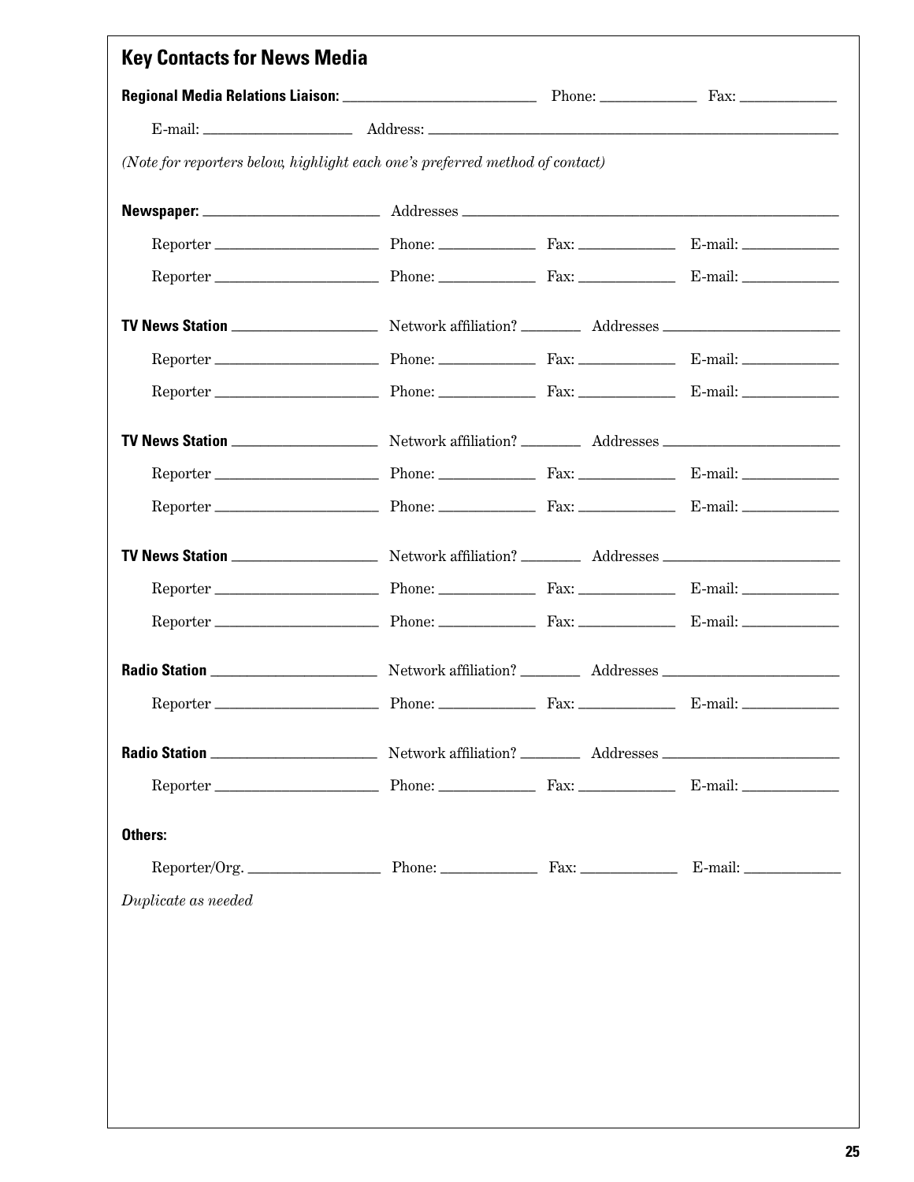## Key Contacts for News Media

**Regional Media Relations Liaison:** ______________________ Phone: ___________ Fax: ___________

E-mail: _________________ Address: ________________________________________________

*(Note for reporters below, highlight each one's preferred method of contact)*

**Newspaper:** ____________________ Addresses ________________________________________

Reporter __________________ Phone: ___________ Fax: ___________ E-mail: ___________

Reporter __________________ Phone: ___________ Fax: ___________ E-mail: ___________

**TV News Station** ________________ Network affiliation? _______ Addresses ____________________

Reporter __________________ Phone: ___________ Fax: ___________ E-mail: ___________

Reporter __________________ Phone: ___________ Fax: ___________ E-mail: ___________

**TV News Station** ________________ Network affiliation? _______ Addresses ____________________

Reporter __________________ Phone: ___________ Fax: ___________ E-mail: ___________

Reporter __________________ Phone: ___________ Fax: ___________ E-mail: ___________

**TV News Station** ________________ Network affiliation? _______ Addresses ____________________

Reporter __________________ Phone: ___________ Fax: ___________ E-mail: ___________

Reporter __________________ Phone: ___________ Fax: ___________ E-mail: ___________

**Radio Station** __________________ Network affiliation? _______ Addresses ____________________

Reporter __________________ Phone: ___________ Fax: ___________ E-mail: ___________

**Radio Station** __________________ Network affiliation? _______ Addresses ____________________

Reporter __________________ Phone: ___________ Fax: ___________ E-mail: ___________

**Others:**

Reporter/Org. ________________ Phone: ___________ Fax: ___________ E-mail: ___________

*Duplicate as needed*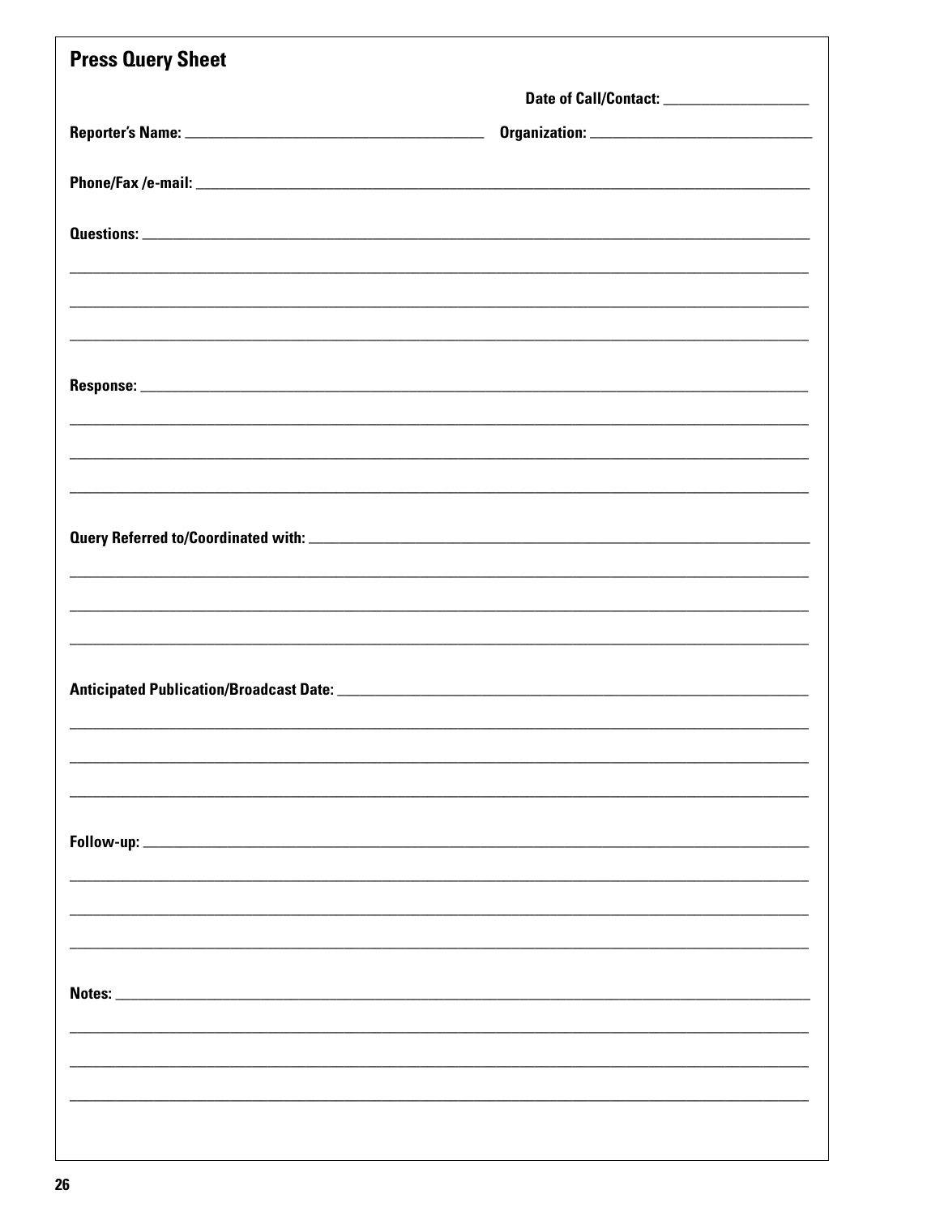## Press Query Sheet

**Date of Call/Contact:** ____________________

**Reporter's Name:** ________________________________________ **Organization:** ________________________________

**Phone/Fax /e-mail:** ________________________________________________________________________________

**Questions:** ________________________________________________________________________________

________________________________________________________________________________

________________________________________________________________________________

________________________________________________________________________________

**Response:** ________________________________________________________________________________

________________________________________________________________________________

________________________________________________________________________________

________________________________________________________________________________

**Query Referred to/Coordinated with:** ____________________________________________________________

________________________________________________________________________________

________________________________________________________________________________

________________________________________________________________________________

**Anticipated Publication/Broadcast Date:** ________________________________________________________

________________________________________________________________________________

________________________________________________________________________________

________________________________________________________________________________

**Follow-up:** ________________________________________________________________________________

________________________________________________________________________________

________________________________________________________________________________

________________________________________________________________________________

**Notes:** ________________________________________________________________________________

________________________________________________________________________________

________________________________________________________________________________

________________________________________________________________________________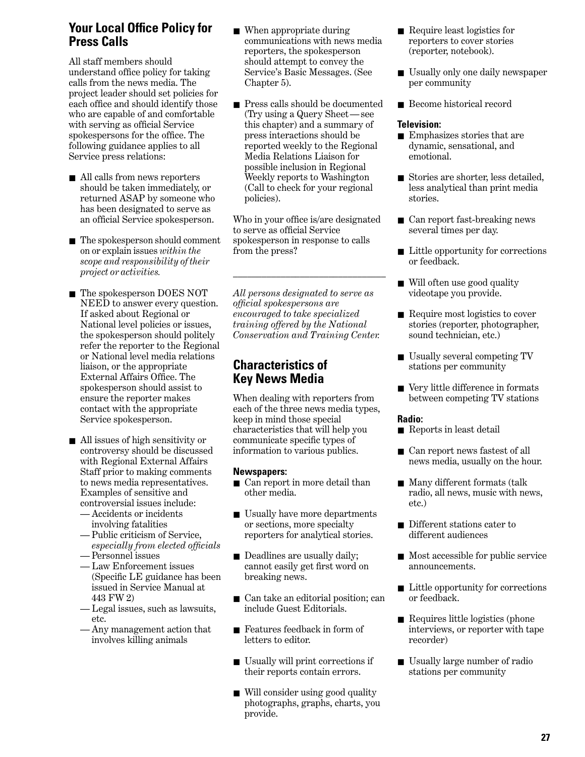## Your Local Office Policy for Press Calls

All staff members should understand office policy for taking calls from the news media. The project leader should set policies for each office and should identify those who are capable of and comfortable with serving as official Service spokespersons for the office. The following guidance applies to all Service press relations:

- All calls from news reporters should be taken immediately, or returned ASAP by someone who has been designated to serve as an official Service spokesperson.
- The spokesperson should comment on or explain issues *within the scope and responsibility of their project or activities.*
- The spokesperson DOES NOT NEED to answer every question. If asked about Regional or National level policies or issues, the spokesperson should politely refer the reporter to the Regional or National level media relations liaison, or the appropriate External Affairs Office. The spokesperson should assist to ensure the reporter makes contact with the appropriate Service spokesperson.
- All issues of high sensitivity or controversy should be discussed with Regional External Affairs Staff prior to making comments to news media representatives. Examples of sensitive and controversial issues include:
  - — Accidents or incidents involving fatalities
  - — Public criticism of Service, *especially from elected officials*
  - — Personnel issues
  - — Law Enforcement issues (Specific LE guidance has been issued in Service Manual at 443 FW 2)
  - — Legal issues, such as lawsuits, etc.
  - — Any management action that involves killing animals
- When appropriate during communications with news media reporters, the spokesperson should attempt to convey the Service's Basic Messages. (See Chapter 5).
- Press calls should be documented (Try using a Query Sheet—see this chapter) and a summary of press interactions should be reported weekly to the Regional Media Relations Liaison for possible inclusion in Regional Weekly reports to Washington (Call to check for your regional policies).

Who in your office is/are designated to serve as official Service spokesperson in response to calls from the press?

______________________________

*All persons designated to serve as official spokespersons are encouraged to take specialized training offered by the National Conservation and Training Center.*

## Characteristics of Key News Media

When dealing with reporters from each of the three news media types, keep in mind those special characteristics that will help you communicate specific types of information to various publics.

**Newspapers:**

- Can report in more detail than other media.
- Usually have more departments or sections, more specialty reporters for analytical stories.
- Deadlines are usually daily; cannot easily get first word on breaking news.
- Can take an editorial position; can include Guest Editorials.
- Features feedback in form of letters to editor.
- Usually will print corrections if their reports contain errors.
- Will consider using good quality photographs, graphs, charts, you provide.
- Require least logistics for reporters to cover stories (reporter, notebook).
- Usually only one daily newspaper per community
- Become historical record

**Television:**

- Emphasizes stories that are dynamic, sensational, and emotional.
- Stories are shorter, less detailed, less analytical than print media stories.
- Can report fast-breaking news several times per day.
- Little opportunity for corrections or feedback.
- Will often use good quality videotape you provide.
- Require most logistics to cover stories (reporter, photographer, sound technician, etc.)
- Usually several competing TV stations per community
- Very little difference in formats between competing TV stations

**Radio:**

- Reports in least detail
- Can report news fastest of all news media, usually on the hour.
- Many different formats (talk radio, all news, music with news, etc.)
- Different stations cater to different audiences
- Most accessible for public service announcements.
- Little opportunity for corrections or feedback.
- Requires little logistics (phone interviews, or reporter with tape recorder)
- Usually large number of radio stations per community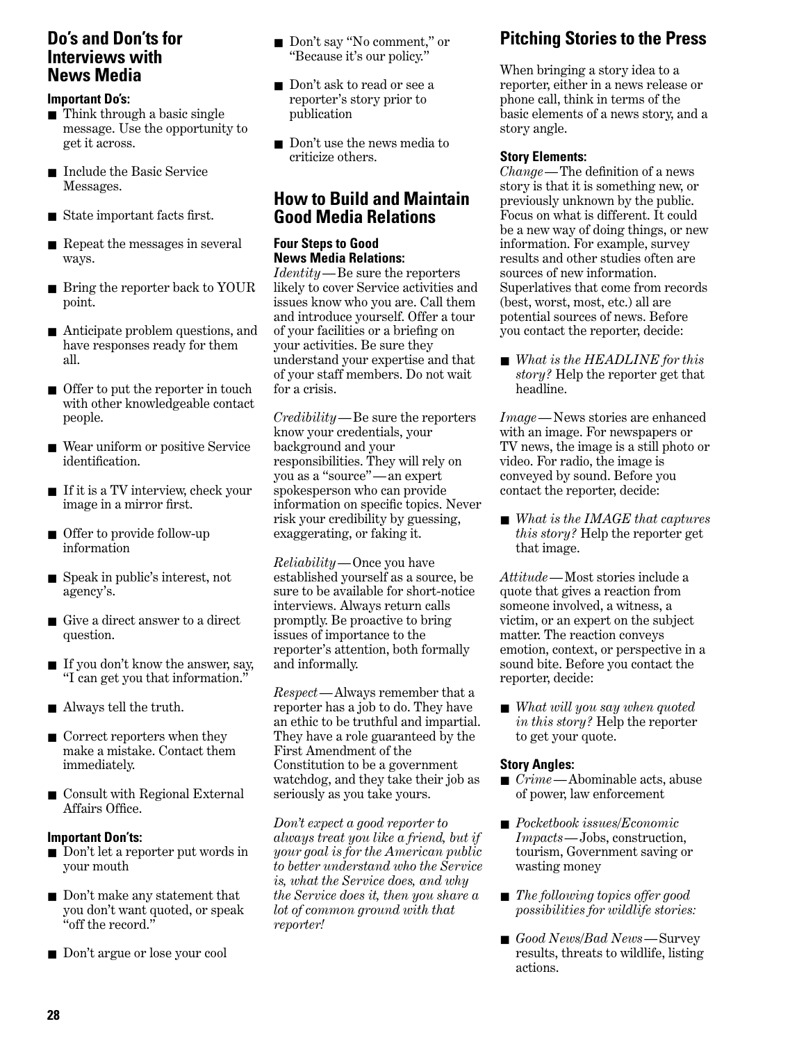## Do's and Don'ts for Interviews with News Media

### Important Do's:

- Think through a basic single message. Use the opportunity to get it across.
- Include the Basic Service Messages.
- State important facts first.
- Repeat the messages in several ways.
- Bring the reporter back to YOUR point.
- Anticipate problem questions, and have responses ready for them all.
- Offer to put the reporter in touch with other knowledgeable contact people.
- Wear uniform or positive Service identification.
- If it is a TV interview, check your image in a mirror first.
- Offer to provide follow-up information
- Speak in public's interest, not agency's.
- Give a direct answer to a direct question.
- If you don't know the answer, say, "I can get you that information."
- Always tell the truth.
- Correct reporters when they make a mistake. Contact them immediately.
- Consult with Regional External Affairs Office.

### Important Don'ts:

- Don't let a reporter put words in your mouth
- Don't make any statement that you don't want quoted, or speak "off the record."
- Don't argue or lose your cool
- Don't say "No comment," or "Because it's our policy."
- Don't ask to read or see a reporter's story prior to publication
- Don't use the news media to criticize others.

## How to Build and Maintain Good Media Relations

### Four Steps to Good News Media Relations:

*Identity*—Be sure the reporters likely to cover Service activities and issues know who you are. Call them and introduce yourself. Offer a tour of your facilities or a briefing on your activities. Be sure they understand your expertise and that of your staff members. Do not wait for a crisis.

*Credibility*—Be sure the reporters know your credentials, your background and your responsibilities. They will rely on you as a "source"—an expert spokesperson who can provide information on specific topics. Never risk your credibility by guessing, exaggerating, or faking it.

*Reliability*—Once you have established yourself as a source, be sure to be available for short-notice interviews. Always return calls promptly. Be proactive to bring issues of importance to the reporter's attention, both formally and informally.

*Respect*—Always remember that a reporter has a job to do. They have an ethic to be truthful and impartial. They have a role guaranteed by the First Amendment of the Constitution to be a government watchdog, and they take their job as seriously as you take yours.

*Don't expect a good reporter to always treat you like a friend, but if your goal is for the American public to better understand who the Service is, what the Service does, and why the Service does it, then you share a lot of common ground with that reporter!*

## Pitching Stories to the Press

When bringing a story idea to a reporter, either in a news release or phone call, think in terms of the basic elements of a news story, and a story angle.

### Story Elements:

*Change*—The definition of a news story is that it is something new, or previously unknown by the public. Focus on what is different. It could be a new way of doing things, or new information. For example, survey results and other studies often are sources of new information. Superlatives that come from records (best, worst, most, etc.) all are potential sources of news. Before you contact the reporter, decide:

- *What is the HEADLINE for this story?* Help the reporter get that headline.

*Image*—News stories are enhanced with an image. For newspapers or TV news, the image is a still photo or video. For radio, the image is conveyed by sound. Before you contact the reporter, decide:

- *What is the IMAGE that captures this story?* Help the reporter get that image.

*Attitude*—Most stories include a quote that gives a reaction from someone involved, a witness, a victim, or an expert on the subject matter. The reaction conveys emotion, context, or perspective in a sound bite. Before you contact the reporter, decide:

- *What will you say when quoted in this story?* Help the reporter to get your quote.

### Story Angles:

- *Crime*—Abominable acts, abuse of power, law enforcement
- *Pocketbook issues/Economic Impacts*—Jobs, construction, tourism, Government saving or wasting money
- *The following topics offer good possibilities for wildlife stories:*
- *Good News/Bad News*—Survey results, threats to wildlife, listing actions.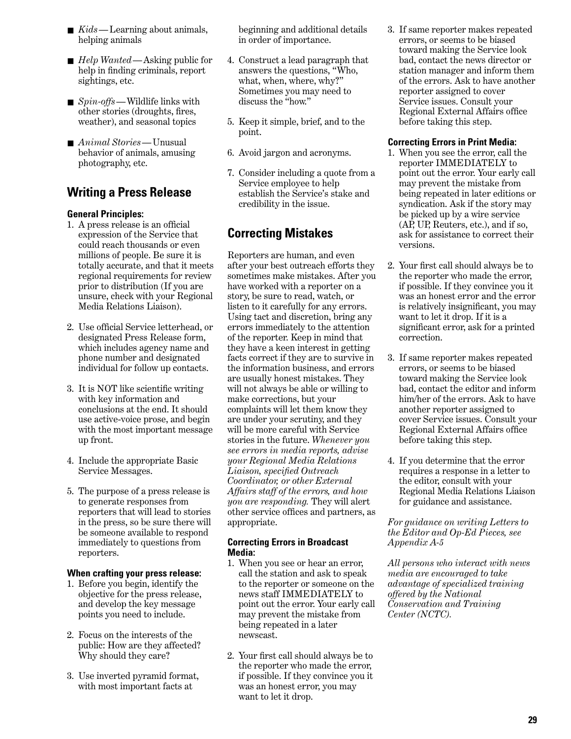- *Kids*—Learning about animals, helping animals
- *Help Wanted*—Asking public for help in finding criminals, report sightings, etc.
- *Spin-offs*—Wildlife links with other stories (droughts, fires, weather), and seasonal topics
- *Animal Stories*—Unusual behavior of animals, amusing photography, etc.

## Writing a Press Release

**General Principles:**

1. A press release is an official expression of the Service that could reach thousands or even millions of people. Be sure it is totally accurate, and that it meets regional requirements for review prior to distribution (If you are unsure, check with your Regional Media Relations Liaison).

2. Use official Service letterhead, or designated Press Release form, which includes agency name and phone number and designated individual for follow up contacts.

3. It is NOT like scientific writing with key information and conclusions at the end. It should use active-voice prose, and begin with the most important message up front.

4. Include the appropriate Basic Service Messages.

5. The purpose of a press release is to generate responses from reporters that will lead to stories in the press, so be sure there will be someone available to respond immediately to questions from reporters.

**When crafting your press release:**

1. Before you begin, identify the objective for the press release, and develop the key message points you need to include.

2. Focus on the interests of the public: How are they affected? Why should they care?

3. Use inverted pyramid format, with most important facts at beginning and additional details in order of importance.

4. Construct a lead paragraph that answers the questions, "Who, what, when, where, why?" Sometimes you may need to discuss the "how."

5. Keep it simple, brief, and to the point.

6. Avoid jargon and acronyms.

7. Consider including a quote from a Service employee to help establish the Service's stake and credibility in the issue.

## Correcting Mistakes

Reporters are human, and even after your best outreach efforts they sometimes make mistakes. After you have worked with a reporter on a story, be sure to read, watch, or listen to it carefully for any errors. Using tact and discretion, bring any errors immediately to the attention of the reporter. Keep in mind that they have a keen interest in getting facts correct if they are to survive in the information business, and errors are usually honest mistakes. They will not always be able or willing to make corrections, but your complaints will let them know they are under your scrutiny, and they will be more careful with Service stories in the future. *Whenever you see errors in media reports, advise your Regional Media Relations Liaison, specified Outreach Coordinator, or other External Affairs staff of the errors, and how you are responding.* They will alert other service offices and partners, as appropriate.

**Correcting Errors in Broadcast Media:**

1. When you see or hear an error, call the station and ask to speak to the reporter or someone on the news staff IMMEDIATELY to point out the error. Your early call may prevent the mistake from being repeated in a later newscast.

2. Your first call should always be to the reporter who made the error, if possible. If they convince you it was an honest error, you may want to let it drop.

3. If same reporter makes repeated errors, or seems to be biased toward making the Service look bad, contact the news director or station manager and inform them of the errors. Ask to have another reporter assigned to cover Service issues. Consult your Regional External Affairs office before taking this step.

**Correcting Errors in Print Media:**

1. When you see the error, call the reporter IMMEDIATELY to point out the error. Your early call may prevent the mistake from being repeated in later editions or syndication. Ask if the story may be picked up by a wire service (AP, UP, Reuters, etc.), and if so, ask for assistance to correct their versions.

2. Your first call should always be to the reporter who made the error, if possible. If they convince you it was an honest error and the error is relatively insignificant, you may want to let it drop. If it is a significant error, ask for a printed correction.

3. If same reporter makes repeated errors, or seems to be biased toward making the Service look bad, contact the editor and inform him/her of the errors. Ask to have another reporter assigned to cover Service issues. Consult your Regional External Affairs office before taking this step.

4. If you determine that the error requires a response in a letter to the editor, consult with your Regional Media Relations Liaison for guidance and assistance.

*For guidance on writing Letters to the Editor and Op-Ed Pieces, see Appendix A-5*

*All persons who interact with news media are encouraged to take advantage of specialized training offered by the National Conservation and Training Center (NCTC).*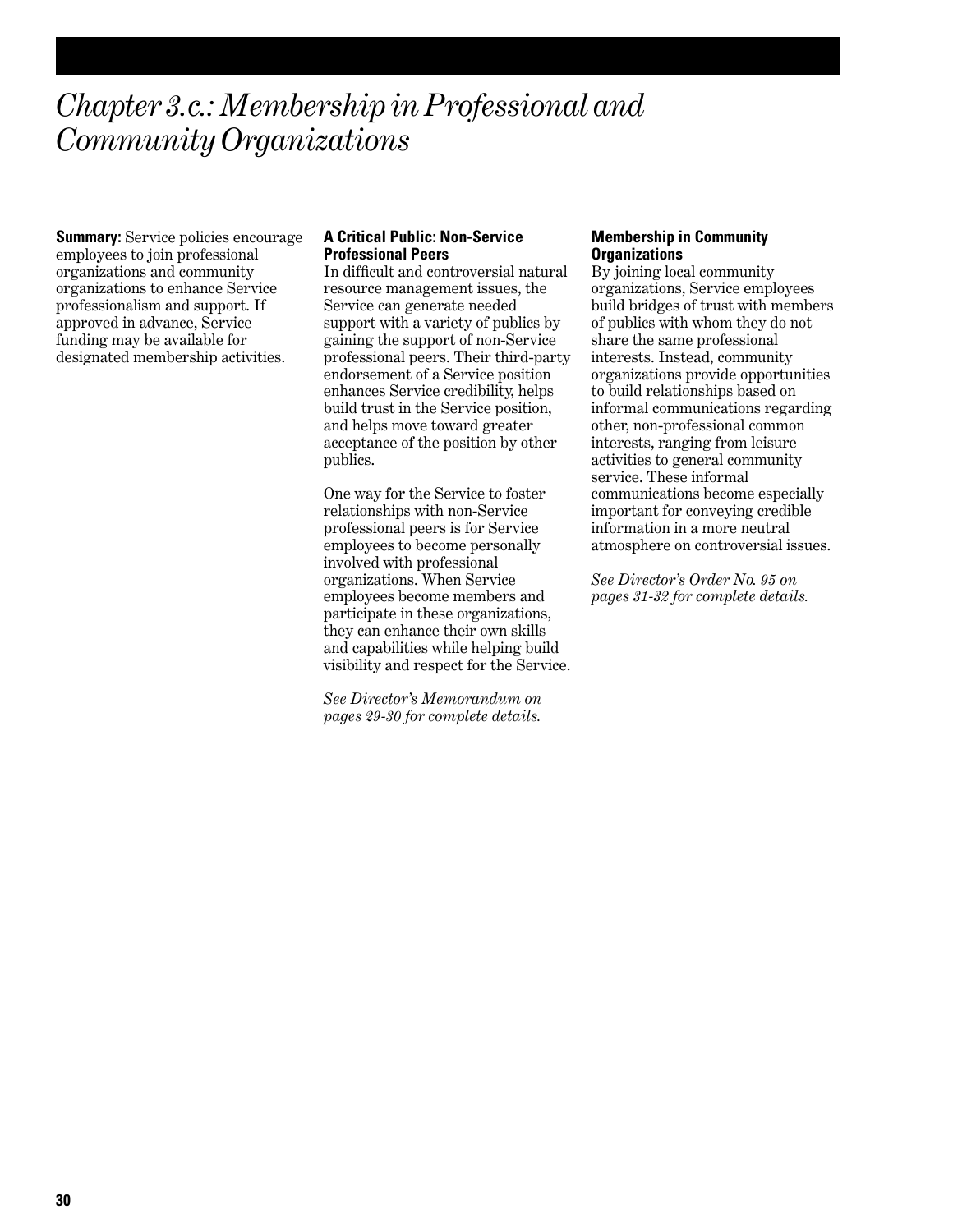# *Chapter 3.c.: Membership in Professional and Community Organizations*

**Summary:** Service policies encourage employees to join professional organizations and community organizations to enhance Service professionalism and support. If approved in advance, Service funding may be available for designated membership activities.

### A Critical Public: Non-Service Professional Peers

In difficult and controversial natural resource management issues, the Service can generate needed support with a variety of publics by gaining the support of non-Service professional peers. Their third-party endorsement of a Service position enhances Service credibility, helps build trust in the Service position, and helps move toward greater acceptance of the position by other publics.

One way for the Service to foster relationships with non-Service professional peers is for Service employees to become personally involved with professional organizations. When Service employees become members and participate in these organizations, they can enhance their own skills and capabilities while helping build visibility and respect for the Service.

*See Director's Memorandum on pages 29-30 for complete details.*

### Membership in Community Organizations

By joining local community organizations, Service employees build bridges of trust with members of publics with whom they do not share the same professional interests. Instead, community organizations provide opportunities to build relationships based on informal communications regarding other, non-professional common interests, ranging from leisure activities to general community service. These informal communications become especially important for conveying credible information in a more neutral atmosphere on controversial issues.

*See Director's Order No. 95 on pages 31-32 for complete details.*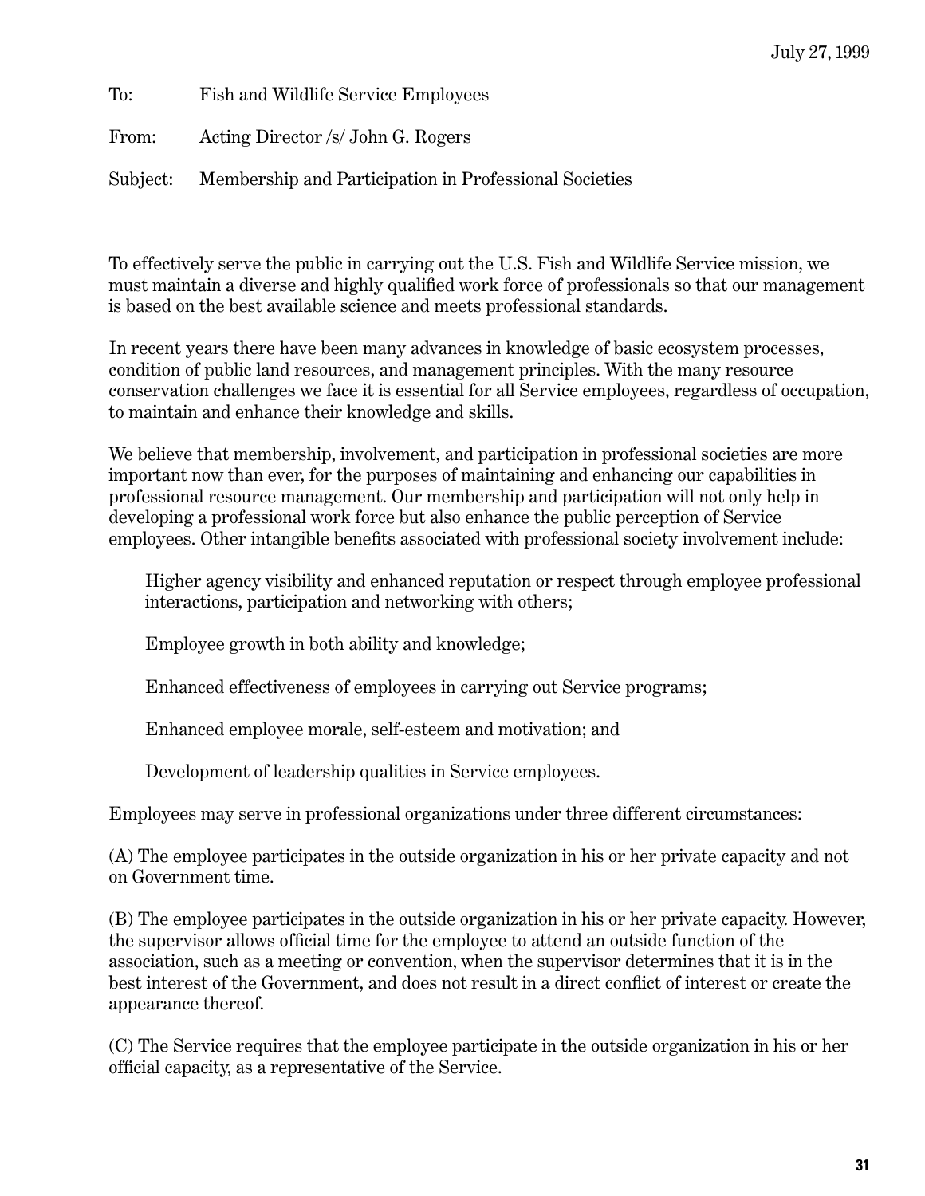July 27, 1999

To: Fish and Wildlife Service Employees

From: Acting Director /s/ John G. Rogers

Subject: Membership and Participation in Professional Societies

To effectively serve the public in carrying out the U.S. Fish and Wildlife Service mission, we must maintain a diverse and highly qualified work force of professionals so that our management is based on the best available science and meets professional standards.

In recent years there have been many advances in knowledge of basic ecosystem processes, condition of public land resources, and management principles. With the many resource conservation challenges we face it is essential for all Service employees, regardless of occupation, to maintain and enhance their knowledge and skills.

We believe that membership, involvement, and participation in professional societies are more important now than ever, for the purposes of maintaining and enhancing our capabilities in professional resource management. Our membership and participation will not only help in developing a professional work force but also enhance the public perception of Service employees. Other intangible benefits associated with professional society involvement include:

> Higher agency visibility and enhanced reputation or respect through employee professional interactions, participation and networking with others;
>
> Employee growth in both ability and knowledge;
>
> Enhanced effectiveness of employees in carrying out Service programs;
>
> Enhanced employee morale, self-esteem and motivation; and
>
> Development of leadership qualities in Service employees.

Employees may serve in professional organizations under three different circumstances:

(A) The employee participates in the outside organization in his or her private capacity and not on Government time.

(B) The employee participates in the outside organization in his or her private capacity. However, the supervisor allows official time for the employee to attend an outside function of the association, such as a meeting or convention, when the supervisor determines that it is in the best interest of the Government, and does not result in a direct conflict of interest or create the appearance thereof.

(C) The Service requires that the employee participate in the outside organization in his or her official capacity, as a representative of the Service.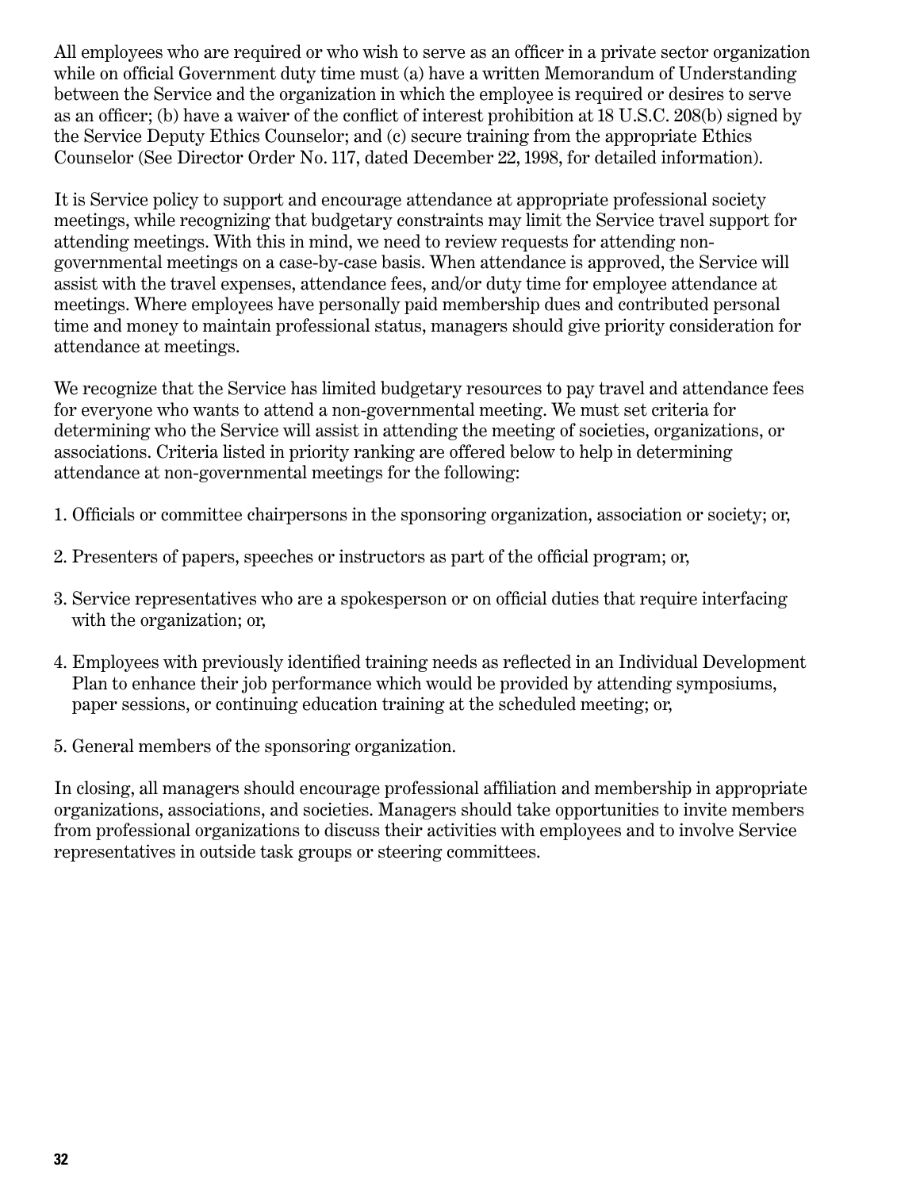All employees who are required or who wish to serve as an officer in a private sector organization while on official Government duty time must (a) have a written Memorandum of Understanding between the Service and the organization in which the employee is required or desires to serve as an officer; (b) have a waiver of the conflict of interest prohibition at 18 U.S.C. 208(b) signed by the Service Deputy Ethics Counselor; and (c) secure training from the appropriate Ethics Counselor (See Director Order No. 117, dated December 22, 1998, for detailed information).

It is Service policy to support and encourage attendance at appropriate professional society meetings, while recognizing that budgetary constraints may limit the Service travel support for attending meetings. With this in mind, we need to review requests for attending non-governmental meetings on a case-by-case basis. When attendance is approved, the Service will assist with the travel expenses, attendance fees, and/or duty time for employee attendance at meetings. Where employees have personally paid membership dues and contributed personal time and money to maintain professional status, managers should give priority consideration for attendance at meetings.

We recognize that the Service has limited budgetary resources to pay travel and attendance fees for everyone who wants to attend a non-governmental meeting. We must set criteria for determining who the Service will assist in attending the meeting of societies, organizations, or associations. Criteria listed in priority ranking are offered below to help in determining attendance at non-governmental meetings for the following:

1. Officials or committee chairpersons in the sponsoring organization, association or society; or,

2. Presenters of papers, speeches or instructors as part of the official program; or,

3. Service representatives who are a spokesperson or on official duties that require interfacing with the organization; or,

4. Employees with previously identified training needs as reflected in an Individual Development Plan to enhance their job performance which would be provided by attending symposiums, paper sessions, or continuing education training at the scheduled meeting; or,

5. General members of the sponsoring organization.

In closing, all managers should encourage professional affiliation and membership in appropriate organizations, associations, and societies. Managers should take opportunities to invite members from professional organizations to discuss their activities with employees and to involve Service representatives in outside task groups or steering committees.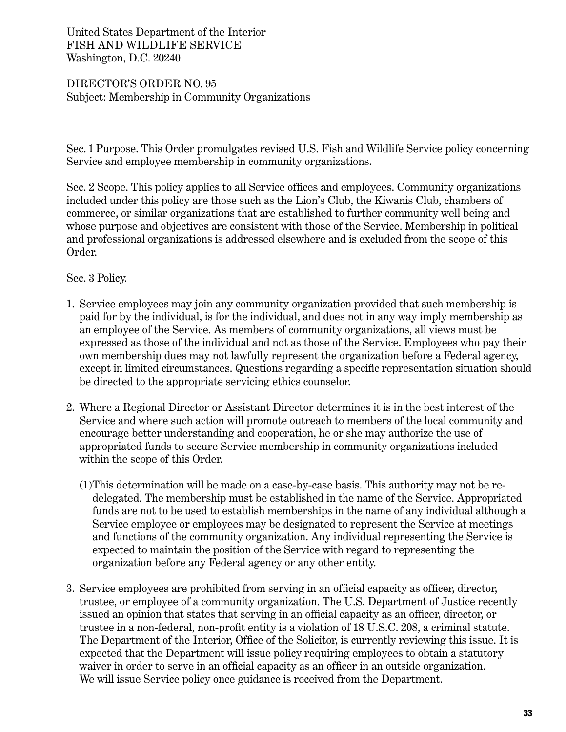United States Department of the Interior
FISH AND WILDLIFE SERVICE
Washington, D.C. 20240

DIRECTOR'S ORDER NO. 95
Subject: Membership in Community Organizations

Sec. 1 Purpose. This Order promulgates revised U.S. Fish and Wildlife Service policy concerning Service and employee membership in community organizations.

Sec. 2 Scope. This policy applies to all Service offices and employees. Community organizations included under this policy are those such as the Lion's Club, the Kiwanis Club, chambers of commerce, or similar organizations that are established to further community well being and whose purpose and objectives are consistent with those of the Service. Membership in political and professional organizations is addressed elsewhere and is excluded from the scope of this Order.

Sec. 3 Policy.

1. Service employees may join any community organization provided that such membership is paid for by the individual, is for the individual, and does not in any way imply membership as an employee of the Service. As members of community organizations, all views must be expressed as those of the individual and not as those of the Service. Employees who pay their own membership dues may not lawfully represent the organization before a Federal agency, except in limited circumstances. Questions regarding a specific representation situation should be directed to the appropriate servicing ethics counselor.

2. Where a Regional Director or Assistant Director determines it is in the best interest of the Service and where such action will promote outreach to members of the local community and encourage better understanding and cooperation, he or she may authorize the use of appropriated funds to secure Service membership in community organizations included within the scope of this Order.

   (1) This determination will be made on a case-by-case basis. This authority may not be re-delegated. The membership must be established in the name of the Service. Appropriated funds are not to be used to establish memberships in the name of any individual although a Service employee or employees may be designated to represent the Service at meetings and functions of the community organization. Any individual representing the Service is expected to maintain the position of the Service with regard to representing the organization before any Federal agency or any other entity.

3. Service employees are prohibited from serving in an official capacity as officer, director, trustee, or employee of a community organization. The U.S. Department of Justice recently issued an opinion that states that serving in an official capacity as an officer, director, or trustee in a non-federal, non-profit entity is a violation of 18 U.S.C. 208, a criminal statute. The Department of the Interior, Office of the Solicitor, is currently reviewing this issue. It is expected that the Department will issue policy requiring employees to obtain a statutory waiver in order to serve in an official capacity as an officer in an outside organization. We will issue Service policy once guidance is received from the Department.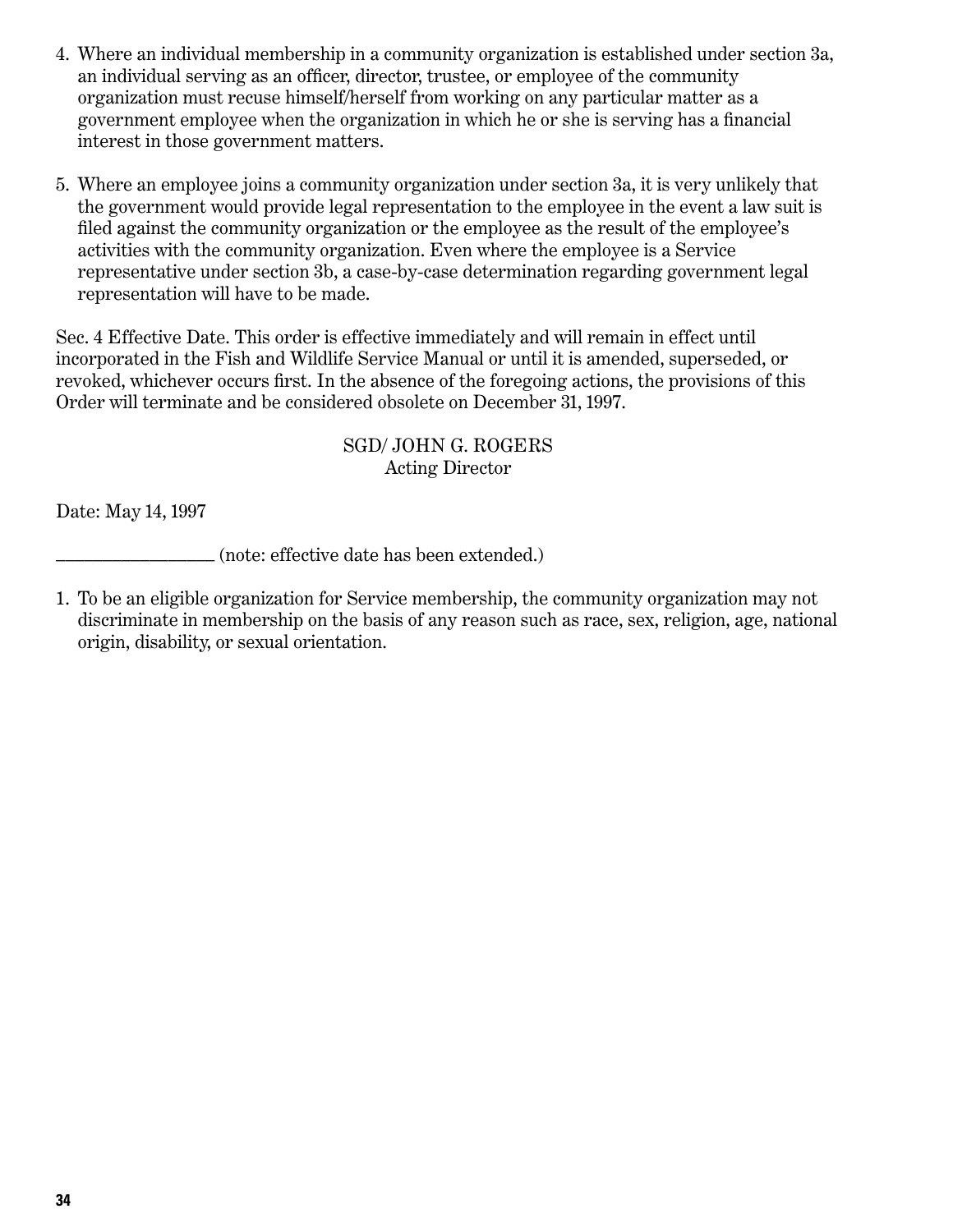4. Where an individual membership in a community organization is established under section 3a, an individual serving as an officer, director, trustee, or employee of the community organization must recuse himself/herself from working on any particular matter as a government employee when the organization in which he or she is serving has a financial interest in those government matters.

5. Where an employee joins a community organization under section 3a, it is very unlikely that the government would provide legal representation to the employee in the event a law suit is filed against the community organization or the employee as the result of the employee's activities with the community organization. Even where the employee is a Service representative under section 3b, a case-by-case determination regarding government legal representation will have to be made.

Sec. 4 Effective Date. This order is effective immediately and will remain in effect until incorporated in the Fish and Wildlife Service Manual or until it is amended, superseded, or revoked, whichever occurs first. In the absence of the foregoing actions, the provisions of this Order will terminate and be considered obsolete on December 31, 1997.

SGD/ JOHN G. ROGERS
Acting Director

Date: May 14, 1997

________________ (note: effective date has been extended.)

1. To be an eligible organization for Service membership, the community organization may not discriminate in membership on the basis of any reason such as race, sex, religion, age, national origin, disability, or sexual orientation.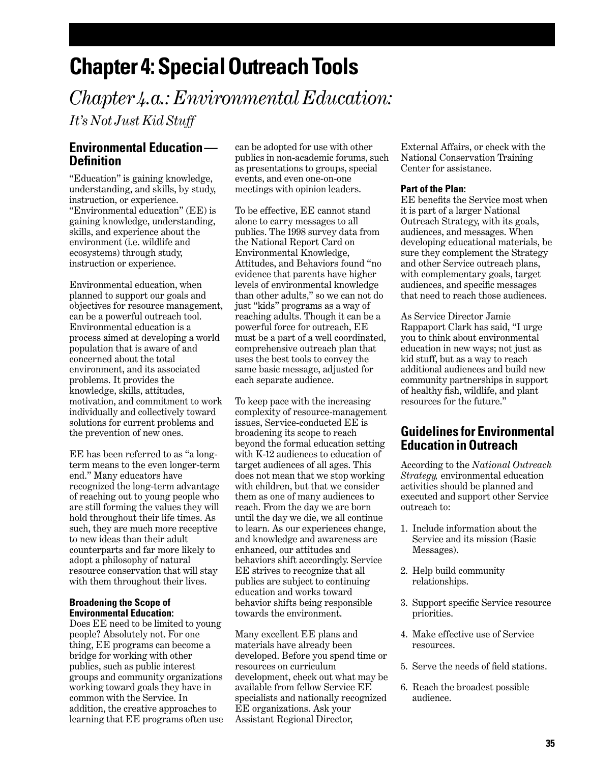# Chapter 4: Special Outreach Tools

## *Chapter 4.a.: Environmental Education:*

*It's Not Just Kid Stuff*

### Environmental Education — Definition

"Education" is gaining knowledge, understanding, and skills, by study, instruction, or experience. "Environmental education" (EE) is gaining knowledge, understanding, skills, and experience about the environment (i.e. wildlife and ecosystems) through study, instruction or experience.

Environmental education, when planned to support our goals and objectives for resource management, can be a powerful outreach tool. Environmental education is a process aimed at developing a world population that is aware of and concerned about the total environment, and its associated problems. It provides the knowledge, skills, attitudes, motivation, and commitment to work individually and collectively toward solutions for current problems and the prevention of new ones.

EE has been referred to as "a long-term means to the even longer-term end." Many educators have recognized the long-term advantage of reaching out to young people who are still forming the values they will hold throughout their life times. As such, they are much more receptive to new ideas than their adult counterparts and far more likely to adopt a philosophy of natural resource conservation that will stay with them throughout their lives.

#### Broadening the Scope of Environmental Education:

Does EE need to be limited to young people? Absolutely not. For one thing, EE programs can become a bridge for working with other publics, such as public interest groups and community organizations working toward goals they have in common with the Service. In addition, the creative approaches to learning that EE programs often use can be adopted for use with other publics in non-academic forums, such as presentations to groups, special events, and even one-on-one meetings with opinion leaders.

To be effective, EE cannot stand alone to carry messages to all publics. The 1998 survey data from the National Report Card on Environmental Knowledge, Attitudes, and Behaviors found "no evidence that parents have higher levels of environmental knowledge than other adults," so we can not do just "kids" programs as a way of reaching adults. Though it can be a powerful force for outreach, EE must be a part of a well coordinated, comprehensive outreach plan that uses the best tools to convey the same basic message, adjusted for each separate audience.

To keep pace with the increasing complexity of resource-management issues, Service-conducted EE is broadening its scope to reach beyond the formal education setting with K-12 audiences to education of target audiences of all ages. This does not mean that we stop working with children, but that we consider them as one of many audiences to reach. From the day we are born until the day we die, we all continue to learn. As our experiences change, and knowledge and awareness are enhanced, our attitudes and behaviors shift accordingly. Service EE strives to recognize that all publics are subject to continuing education and works toward behavior shifts being responsible towards the environment.

Many excellent EE plans and materials have already been developed. Before you spend time or resources on curriculum development, check out what may be available from fellow Service EE specialists and nationally recognized EE organizations. Ask your Assistant Regional Director, External Affairs, or check with the National Conservation Training Center for assistance.

#### Part of the Plan:

EE benefits the Service most when it is part of a larger National Outreach Strategy, with its goals, audiences, and messages. When developing educational materials, be sure they complement the Strategy and other Service outreach plans, with complementary goals, target audiences, and specific messages that need to reach those audiences.

As Service Director Jamie Rappaport Clark has said, "I urge you to think about environmental education in new ways; not just as kid stuff, but as a way to reach additional audiences and build new community partnerships in support of healthy fish, wildlife, and plant resources for the future."

### Guidelines for Environmental Education in Outreach

According to the *National Outreach Strategy,* environmental education activities should be planned and executed and support other Service outreach to:

1. Include information about the Service and its mission (Basic Messages).
2. Help build community relationships.
3. Support specific Service resource priorities.
4. Make effective use of Service resources.
5. Serve the needs of field stations.
6. Reach the broadest possible audience.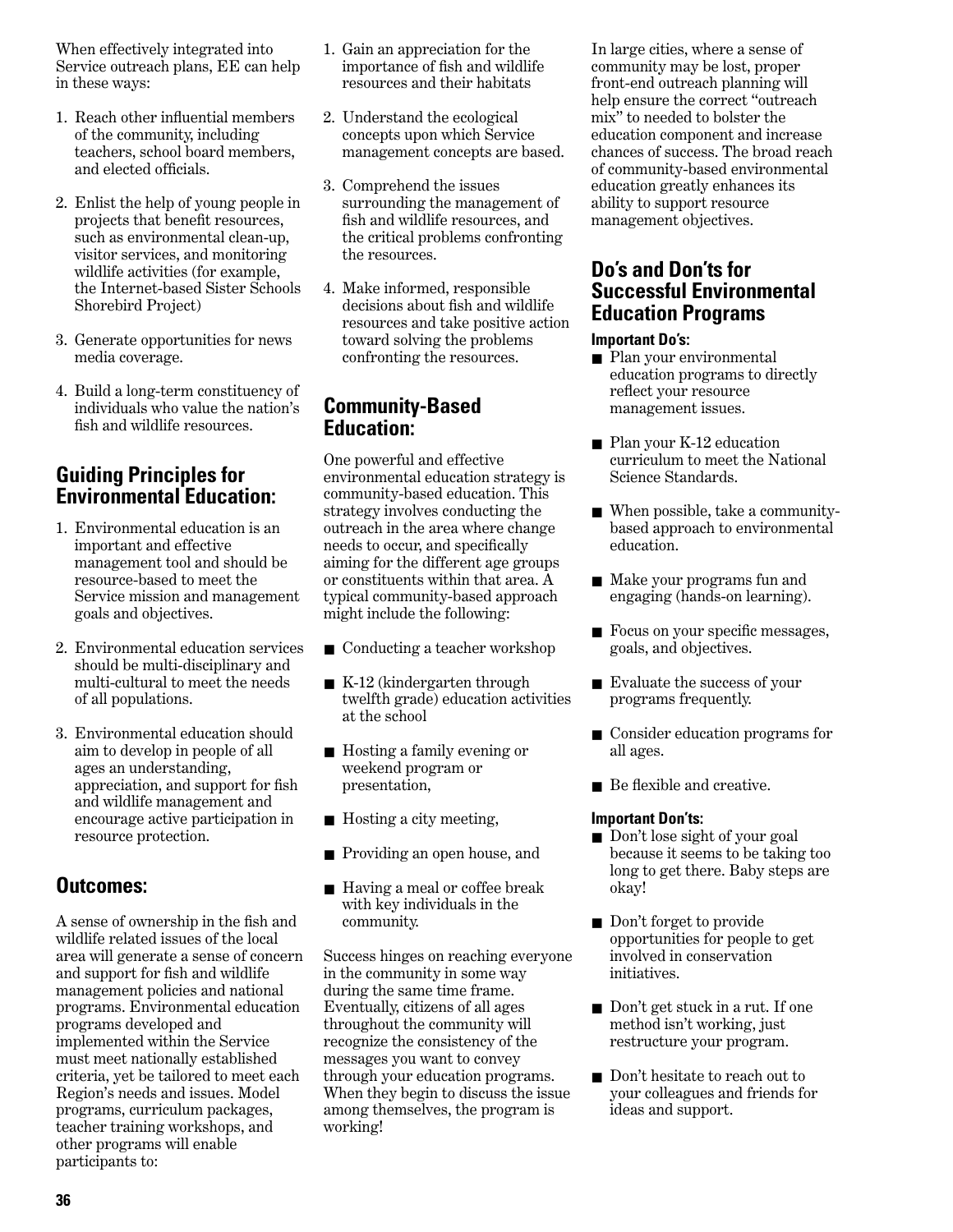When effectively integrated into Service outreach plans, EE can help in these ways:

1. Reach other influential members of the community, including teachers, school board members, and elected officials.

2. Enlist the help of young people in projects that benefit resources, such as environmental clean-up, visitor services, and monitoring wildlife activities (for example, the Internet-based Sister Schools Shorebird Project)

3. Generate opportunities for news media coverage.

4. Build a long-term constituency of individuals who value the nation's fish and wildlife resources.

## Guiding Principles for Environmental Education:

1. Environmental education is an important and effective management tool and should be resource-based to meet the Service mission and management goals and objectives.

2. Environmental education services should be multi-disciplinary and multi-cultural to meet the needs of all populations.

3. Environmental education should aim to develop in people of all ages an understanding, appreciation, and support for fish and wildlife management and encourage active participation in resource protection.

## Outcomes:

A sense of ownership in the fish and wildlife related issues of the local area will generate a sense of concern and support for fish and wildlife management policies and national programs. Environmental education programs developed and implemented within the Service must meet nationally established criteria, yet be tailored to meet each Region's needs and issues. Model programs, curriculum packages, teacher training workshops, and other programs will enable participants to:

1. Gain an appreciation for the importance of fish and wildlife resources and their habitats

2. Understand the ecological concepts upon which Service management concepts are based.

3. Comprehend the issues surrounding the management of fish and wildlife resources, and the critical problems confronting the resources.

4. Make informed, responsible decisions about fish and wildlife resources and take positive action toward solving the problems confronting the resources.

## Community-Based Education:

One powerful and effective environmental education strategy is community-based education. This strategy involves conducting the outreach in the area where change needs to occur, and specifically aiming for the different age groups or constituents within that area. A typical community-based approach might include the following:

- Conducting a teacher workshop
- K-12 (kindergarten through twelfth grade) education activities at the school
- Hosting a family evening or weekend program or presentation,
- Hosting a city meeting,
- Providing an open house, and
- Having a meal or coffee break with key individuals in the community.

Success hinges on reaching everyone in the community in some way during the same time frame. Eventually, citizens of all ages throughout the community will recognize the consistency of the messages you want to convey through your education programs. When they begin to discuss the issue among themselves, the program is working!

In large cities, where a sense of community may be lost, proper front-end outreach planning will help ensure the correct "outreach mix" to needed to bolster the education component and increase chances of success. The broad reach of community-based environmental education greatly enhances its ability to support resource management objectives.

## Do's and Don'ts for Successful Environmental Education Programs

**Important Do's:**

- Plan your environmental education programs to directly reflect your resource management issues.
- Plan your K-12 education curriculum to meet the National Science Standards.
- When possible, take a community-based approach to environmental education.
- Make your programs fun and engaging (hands-on learning).
- Focus on your specific messages, goals, and objectives.
- Evaluate the success of your programs frequently.
- Consider education programs for all ages.
- Be flexible and creative.

**Important Don'ts:**

- Don't lose sight of your goal because it seems to be taking too long to get there. Baby steps are okay!
- Don't forget to provide opportunities for people to get involved in conservation initiatives.
- Don't get stuck in a rut. If one method isn't working, just restructure your program.
- Don't hesitate to reach out to your colleagues and friends for ideas and support.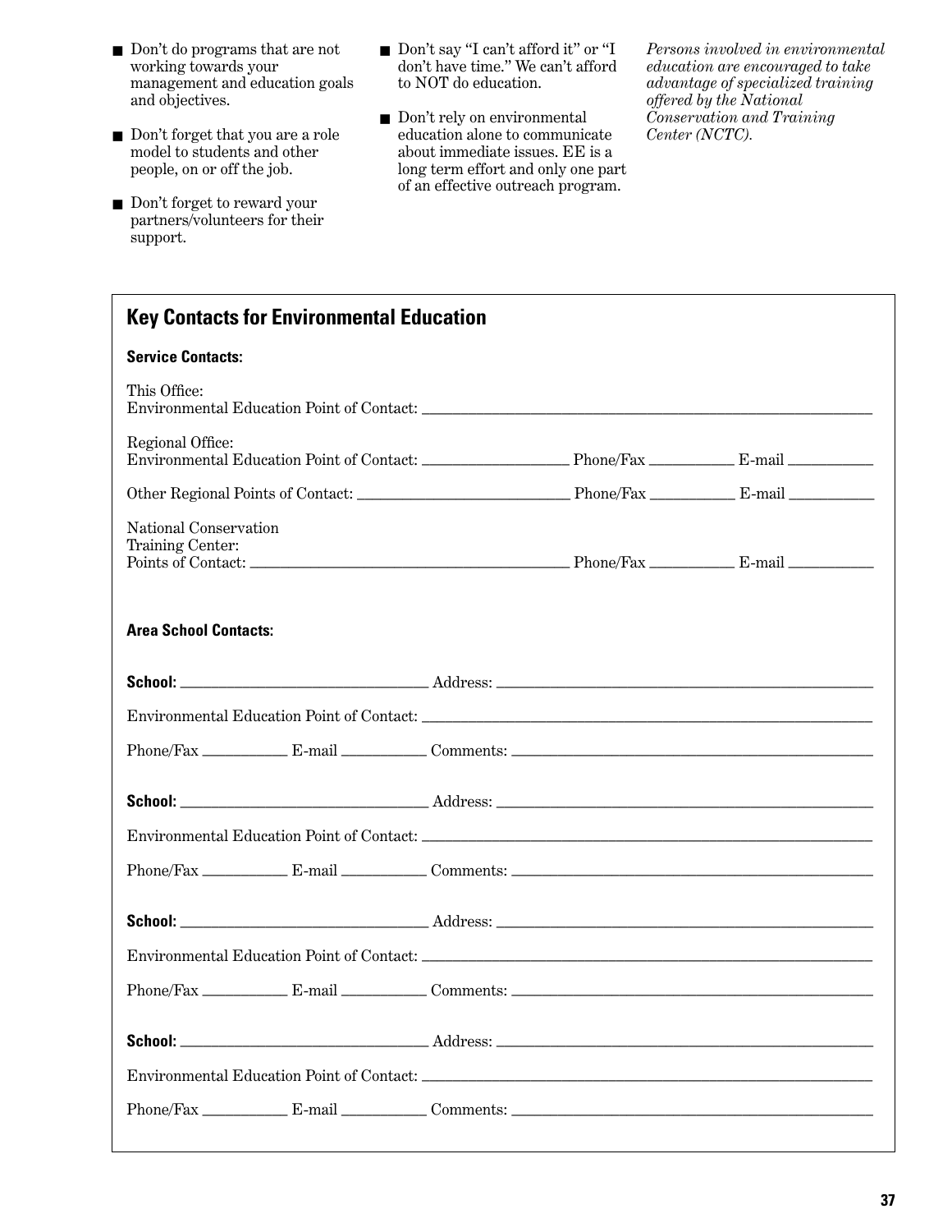- Don't do programs that are not working towards your management and education goals and objectives.
- Don't forget that you are a role model to students and other people, on or off the job.
- Don't forget to reward your partners/volunteers for their support.
- Don't say "I can't afford it" or "I don't have time." We can't afford to NOT do education.
- Don't rely on environmental education alone to communicate about immediate issues. EE is a long term effort and only one part of an effective outreach program.

*Persons involved in environmental education are encouraged to take advantage of specialized training offered by the National Conservation and Training Center (NCTC).*

## Key Contacts for Environmental Education

**Service Contacts:**

This Office:
Environmental Education Point of Contact: ____________________

Regional Office:
Environmental Education Point of Contact: ____________ Phone/Fax ________ E-mail ________

Other Regional Points of Contact: ____________ Phone/Fax ________ E-mail ________

National Conservation Training Center:
Points of Contact: ____________ Phone/Fax ________ E-mail ________

**Area School Contacts:**

**School:** ____________ Address: ____________

Environmental Education Point of Contact: ____________________

Phone/Fax ________ E-mail ________ Comments: ____________

**School:** ____________ Address: ____________

Environmental Education Point of Contact: ____________________

Phone/Fax ________ E-mail ________ Comments: ____________

**School:** ____________ Address: ____________

Environmental Education Point of Contact: ____________________

Phone/Fax ________ E-mail ________ Comments: ____________

**School:** ____________ Address: ____________

Environmental Education Point of Contact: ____________________

Phone/Fax ________ E-mail ________ Comments: ____________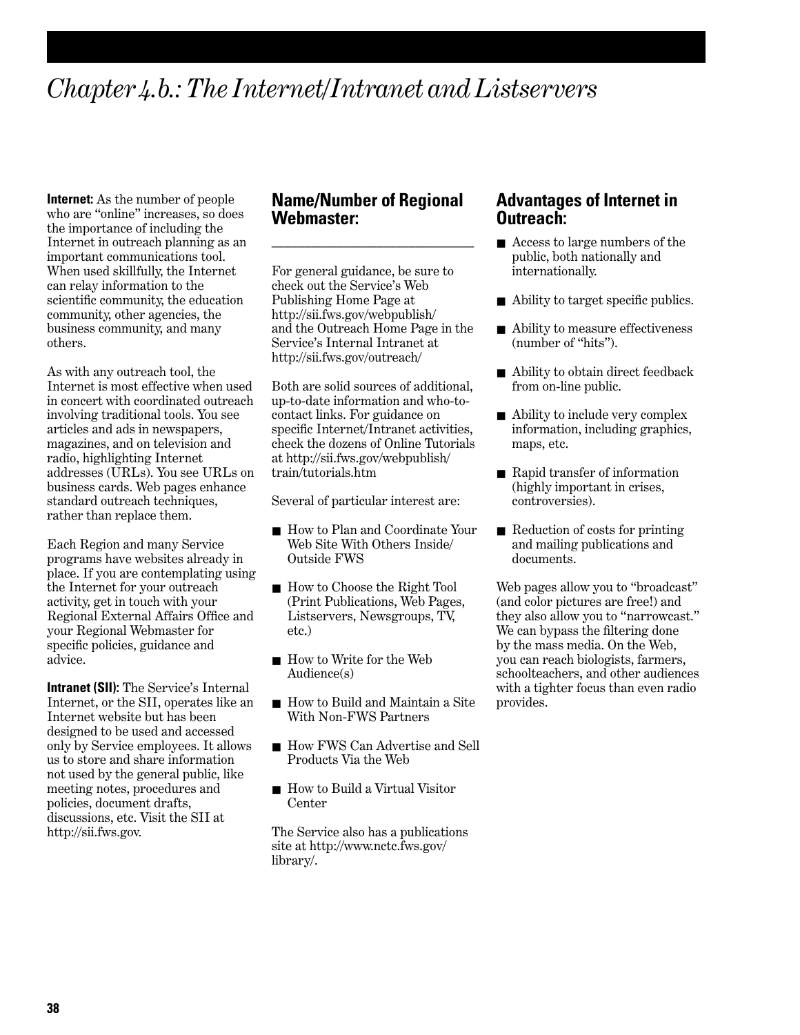# Chapter 4.b.: The Internet/Intranet and Listservers

**Internet:** As the number of people who are "online" increases, so does the importance of including the Internet in outreach planning as an important communications tool. When used skillfully, the Internet can relay information to the scientific community, the education community, other agencies, the business community, and many others.

As with any outreach tool, the Internet is most effective when used in concert with coordinated outreach involving traditional tools. You see articles and ads in newspapers, magazines, and on television and radio, highlighting Internet addresses (URLs). You see URLs on business cards. Web pages enhance standard outreach techniques, rather than replace them.

Each Region and many Service programs have websites already in place. If you are contemplating using the Internet for your outreach activity, get in touch with your Regional External Affairs Office and your Regional Webmaster for specific policies, guidance and advice.

**Intranet (SII):** The Service's Internal Internet, or the SII, operates like an Internet website but has been designed to be used and accessed only by Service employees. It allows us to store and share information not used by the general public, like meeting notes, procedures and policies, document drafts, discussions, etc. Visit the SII at http://sii.fws.gov.

## Name/Number of Regional Webmaster:

_____________________________

For general guidance, be sure to check out the Service's Web Publishing Home Page at http://sii.fws.gov/webpublish/ and the Outreach Home Page in the Service's Internal Intranet at http://sii.fws.gov/outreach/

Both are solid sources of additional, up-to-date information and who-to-contact links. For guidance on specific Internet/Intranet activities, check the dozens of Online Tutorials at http://sii.fws.gov/webpublish/train/tutorials.htm

Several of particular interest are:

- How to Plan and Coordinate Your Web Site With Others Inside/Outside FWS
- How to Choose the Right Tool (Print Publications, Web Pages, Listservers, Newsgroups, TV, etc.)
- How to Write for the Web Audience(s)
- How to Build and Maintain a Site With Non-FWS Partners
- How FWS Can Advertise and Sell Products Via the Web
- How to Build a Virtual Visitor Center

The Service also has a publications site at http://www.nctc.fws.gov/library/.

## Advantages of Internet in Outreach:

- Access to large numbers of the public, both nationally and internationally.
- Ability to target specific publics.
- Ability to measure effectiveness (number of "hits").
- Ability to obtain direct feedback from on-line public.
- Ability to include very complex information, including graphics, maps, etc.
- Rapid transfer of information (highly important in crises, controversies).
- Reduction of costs for printing and mailing publications and documents.

Web pages allow you to "broadcast" (and color pictures are free!) and they also allow you to "narrowcast." We can bypass the filtering done by the mass media. On the Web, you can reach biologists, farmers, schoolteachers, and other audiences with a tighter focus than even radio provides.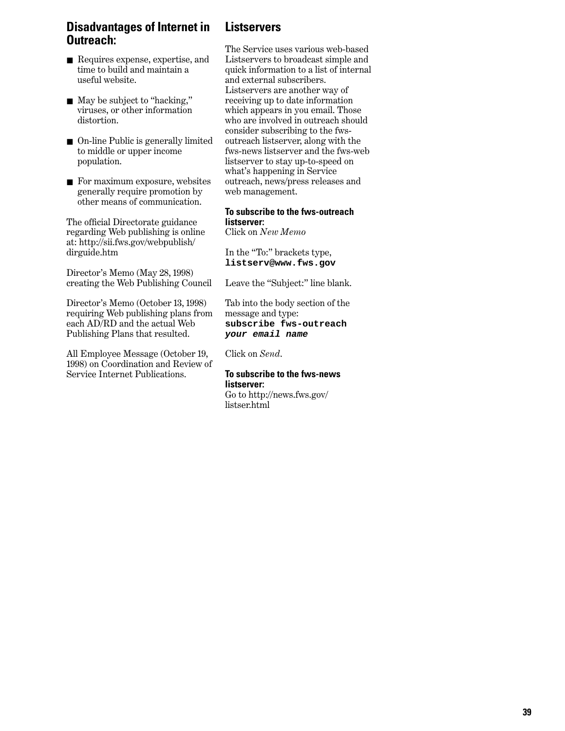## Disadvantages of Internet in Outreach:

- Requires expense, expertise, and time to build and maintain a useful website.
- May be subject to "hacking," viruses, or other information distortion.
- On-line Public is generally limited to middle or upper income population.
- For maximum exposure, websites generally require promotion by other means of communication.

The official Directorate guidance regarding Web publishing is online at: http://sii.fws.gov/webpublish/dirguide.htm

Director's Memo (May 28, 1998) creating the Web Publishing Council

Director's Memo (October 13, 1998) requiring Web publishing plans from each AD/RD and the actual Web Publishing Plans that resulted.

All Employee Message (October 19, 1998) on Coordination and Review of Service Internet Publications.

## Listservers

The Service uses various web-based Listservers to broadcast simple and quick information to a list of internal and external subscribers. Listservers are another way of receiving up to date information which appears in you email. Those who are involved in outreach should consider subscribing to the fws-outreach listserver, along with the fws-news listserver and the fws-web listserver to stay up-to-speed on what's happening in Service outreach, news/press releases and web management.

**To subscribe to the fws-outreach listserver:**
Click on *New Memo*

In the "To:" brackets type,
**`listserv@www.fws.gov`**

Leave the "Subject:" line blank.

Tab into the body section of the message and type:
**`subscribe fws-outreach`**
***`your email name`***

Click on *Send*.

**To subscribe to the fws-news listserver:**
Go to http://news.fws.gov/listser.html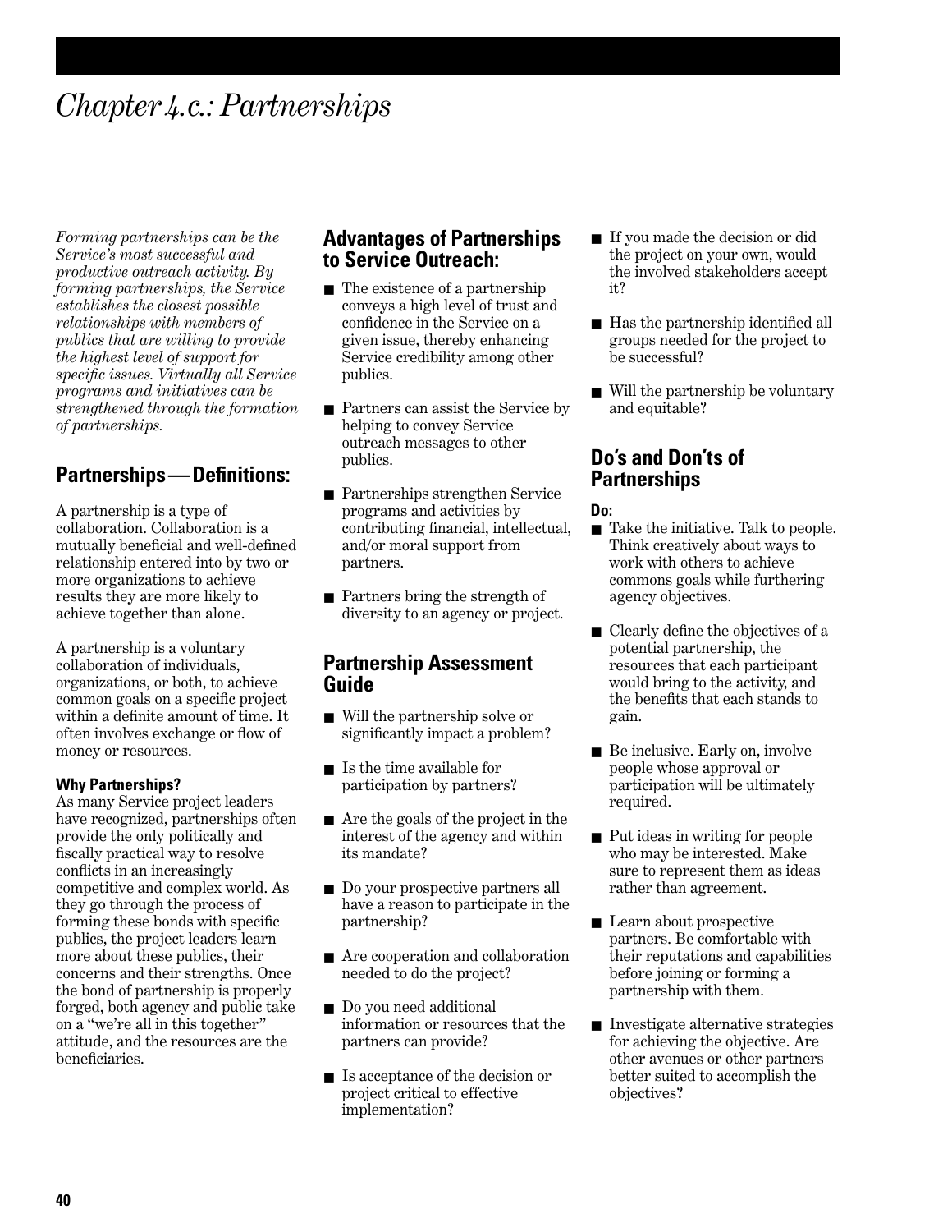# Chapter 4.c.: Partnerships

*Forming partnerships can be the Service's most successful and productive outreach activity. By forming partnerships, the Service establishes the closest possible relationships with members of publics that are willing to provide the highest level of support for specific issues. Virtually all Service programs and initiatives can be strengthened through the formation of partnerships.*

## Partnerships — Definitions:

A partnership is a type of collaboration. Collaboration is a mutually beneficial and well-defined relationship entered into by two or more organizations to achieve results they are more likely to achieve together than alone.

A partnership is a voluntary collaboration of individuals, organizations, or both, to achieve common goals on a specific project within a definite amount of time. It often involves exchange or flow of money or resources.

**Why Partnerships?**
As many Service project leaders have recognized, partnerships often provide the only politically and fiscally practical way to resolve conflicts in an increasingly competitive and complex world. As they go through the process of forming these bonds with specific publics, the project leaders learn more about these publics, their concerns and their strengths. Once the bond of partnership is properly forged, both agency and public take on a "we're all in this together" attitude, and the resources are the beneficiaries.

## Advantages of Partnerships to Service Outreach:

- The existence of a partnership conveys a high level of trust and confidence in the Service on a given issue, thereby enhancing Service credibility among other publics.
- Partners can assist the Service by helping to convey Service outreach messages to other publics.
- Partnerships strengthen Service programs and activities by contributing financial, intellectual, and/or moral support from partners.
- Partners bring the strength of diversity to an agency or project.

## Partnership Assessment Guide

- Will the partnership solve or significantly impact a problem?
- Is the time available for participation by partners?
- Are the goals of the project in the interest of the agency and within its mandate?
- Do your prospective partners all have a reason to participate in the partnership?
- Are cooperation and collaboration needed to do the project?
- Do you need additional information or resources that the partners can provide?
- Is acceptance of the decision or project critical to effective implementation?
- If you made the decision or did the project on your own, would the involved stakeholders accept it?
- Has the partnership identified all groups needed for the project to be successful?
- Will the partnership be voluntary and equitable?

## Do's and Don'ts of Partnerships

**Do:**

- Take the initiative. Talk to people. Think creatively about ways to work with others to achieve commons goals while furthering agency objectives.
- Clearly define the objectives of a potential partnership, the resources that each participant would bring to the activity, and the benefits that each stands to gain.
- Be inclusive. Early on, involve people whose approval or participation will be ultimately required.
- Put ideas in writing for people who may be interested. Make sure to represent them as ideas rather than agreement.
- Learn about prospective partners. Be comfortable with their reputations and capabilities before joining or forming a partnership with them.
- Investigate alternative strategies for achieving the objective. Are other avenues or other partners better suited to accomplish the objectives?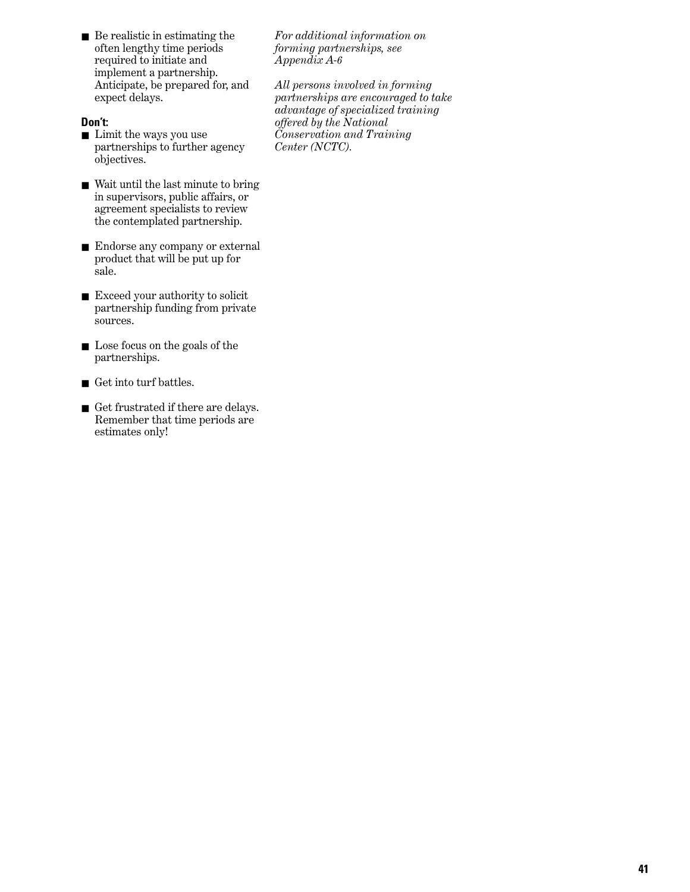- Be realistic in estimating the often lengthy time periods required to initiate and implement a partnership. Anticipate, be prepared for, and expect delays.

**Don't:**

- Limit the ways you use partnerships to further agency objectives.
- Wait until the last minute to bring in supervisors, public affairs, or agreement specialists to review the contemplated partnership.
- Endorse any company or external product that will be put up for sale.
- Exceed your authority to solicit partnership funding from private sources.
- Lose focus on the goals of the partnerships.
- Get into turf battles.
- Get frustrated if there are delays. Remember that time periods are estimates only!

*For additional information on forming partnerships, see Appendix A-6*

*All persons involved in forming partnerships are encouraged to take advantage of specialized training offered by the National Conservation and Training Center (NCTC).*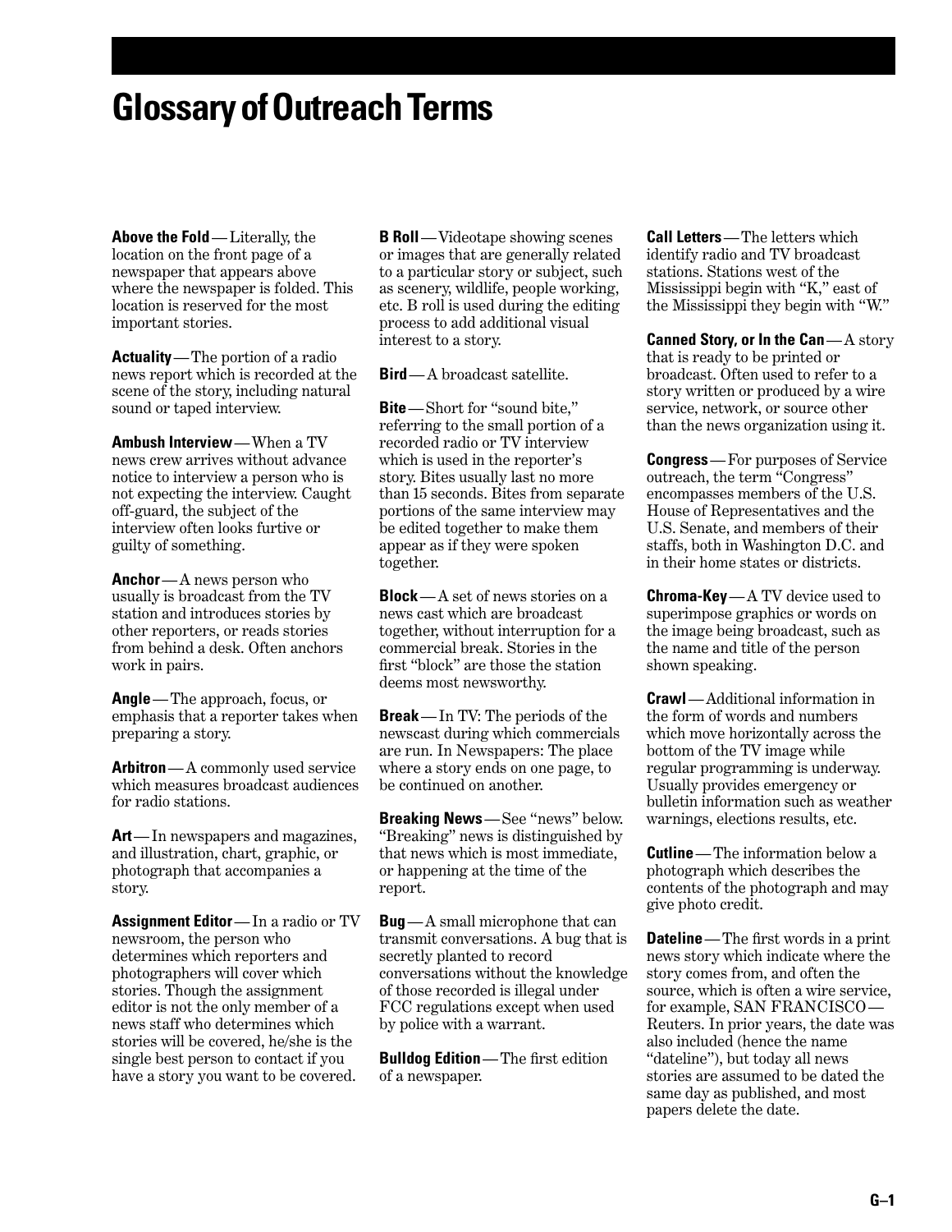# Glossary of Outreach Terms

**Above the Fold**—Literally, the location on the front page of a newspaper that appears above where the newspaper is folded. This location is reserved for the most important stories.

**Actuality**—The portion of a radio news report which is recorded at the scene of the story, including natural sound or taped interview.

**Ambush Interview**—When a TV news crew arrives without advance notice to interview a person who is not expecting the interview. Caught off-guard, the subject of the interview often looks furtive or guilty of something.

**Anchor**—A news person who usually is broadcast from the TV station and introduces stories by other reporters, or reads stories from behind a desk. Often anchors work in pairs.

**Angle**—The approach, focus, or emphasis that a reporter takes when preparing a story.

**Arbitron**—A commonly used service which measures broadcast audiences for radio stations.

**Art**—In newspapers and magazines, and illustration, chart, graphic, or photograph that accompanies a story.

**Assignment Editor**—In a radio or TV newsroom, the person who determines which reporters and photographers will cover which stories. Though the assignment editor is not the only member of a news staff who determines which stories will be covered, he/she is the single best person to contact if you have a story you want to be covered.

**B Roll**—Videotape showing scenes or images that are generally related to a particular story or subject, such as scenery, wildlife, people working, etc. B roll is used during the editing process to add additional visual interest to a story.

**Bird**—A broadcast satellite.

**Bite**—Short for "sound bite," referring to the small portion of a recorded radio or TV interview which is used in the reporter's story. Bites usually last no more than 15 seconds. Bites from separate portions of the same interview may be edited together to make them appear as if they were spoken together.

**Block**—A set of news stories on a news cast which are broadcast together, without interruption for a commercial break. Stories in the first "block" are those the station deems most newsworthy.

**Break**—In TV: The periods of the newscast during which commercials are run. In Newspapers: The place where a story ends on one page, to be continued on another.

**Breaking News**—See "news" below. "Breaking" news is distinguished by that news which is most immediate, or happening at the time of the report.

**Bug**—A small microphone that can transmit conversations. A bug that is secretly planted to record conversations without the knowledge of those recorded is illegal under FCC regulations except when used by police with a warrant.

**Bulldog Edition**—The first edition of a newspaper.

**Call Letters**—The letters which identify radio and TV broadcast stations. Stations west of the Mississippi begin with "K," east of the Mississippi they begin with "W."

**Canned Story, or In the Can**—A story that is ready to be printed or broadcast. Often used to refer to a story written or produced by a wire service, network, or source other than the news organization using it.

**Congress**—For purposes of Service outreach, the term "Congress" encompasses members of the U.S. House of Representatives and the U.S. Senate, and members of their staffs, both in Washington D.C. and in their home states or districts.

**Chroma-Key**—A TV device used to superimpose graphics or words on the image being broadcast, such as the name and title of the person shown speaking.

**Crawl**—Additional information in the form of words and numbers which move horizontally across the bottom of the TV image while regular programming is underway. Usually provides emergency or bulletin information such as weather warnings, elections results, etc.

**Cutline**—The information below a photograph which describes the contents of the photograph and may give photo credit.

**Dateline**—The first words in a print news story which indicate where the story comes from, and often the source, which is often a wire service, for example, SAN FRANCISCO—Reuters. In prior years, the date was also included (hence the name "dateline"), but today all news stories are assumed to be dated the same day as published, and most papers delete the date.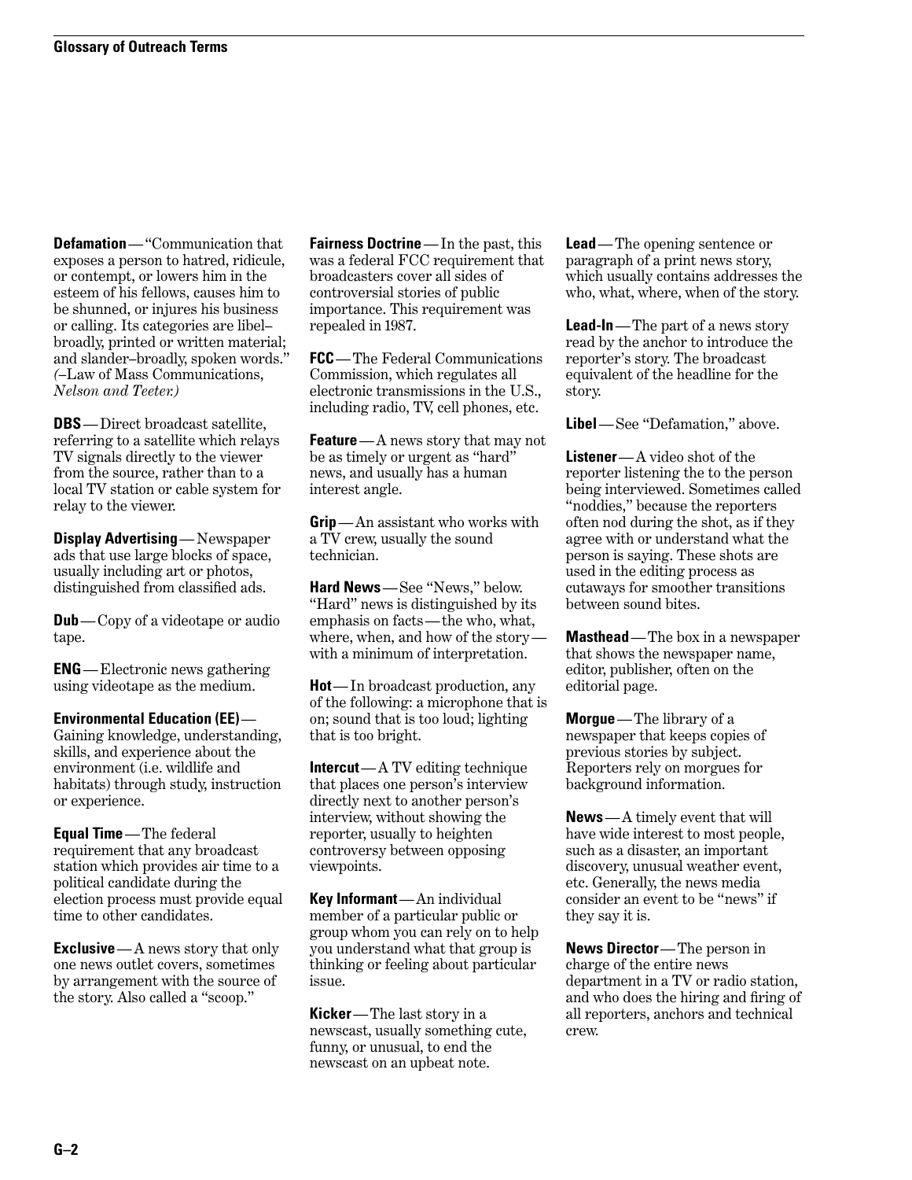**Defamation**—"Communication that exposes a person to hatred, ridicule, or contempt, or lowers him in the esteem of his fellows, causes him to be shunned, or injures his business or calling. Its categories are libel–broadly, printed or written material; and slander–broadly, spoken words." *(–Law of Mass Communications, Nelson and Teeter.)*

**DBS**—Direct broadcast satellite, referring to a satellite which relays TV signals directly to the viewer from the source, rather than to a local TV station or cable system for relay to the viewer.

**Display Advertising**—Newspaper ads that use large blocks of space, usually including art or photos, distinguished from classified ads.

**Dub**—Copy of a videotape or audio tape.

**ENG**—Electronic news gathering using videotape as the medium.

**Environmental Education (EE)**—Gaining knowledge, understanding, skills, and experience about the environment (i.e. wildlife and habitats) through study, instruction or experience.

**Equal Time**—The federal requirement that any broadcast station which provides air time to a political candidate during the election process must provide equal time to other candidates.

**Exclusive**—A news story that only one news outlet covers, sometimes by arrangement with the source of the story. Also called a "scoop."

**Fairness Doctrine**—In the past, this was a federal FCC requirement that broadcasters cover all sides of controversial stories of public importance. This requirement was repealed in 1987.

**FCC**—The Federal Communications Commission, which regulates all electronic transmissions in the U.S., including radio, TV, cell phones, etc.

**Feature**—A news story that may not be as timely or urgent as "hard" news, and usually has a human interest angle.

**Grip**—An assistant who works with a TV crew, usually the sound technician.

**Hard News**—See "News," below. "Hard" news is distinguished by its emphasis on facts—the who, what, where, when, and how of the story—with a minimum of interpretation.

**Hot**—In broadcast production, any of the following: a microphone that is on; sound that is too loud; lighting that is too bright.

**Intercut**—A TV editing technique that places one person's interview directly next to another person's interview, without showing the reporter, usually to heighten controversy between opposing viewpoints.

**Key Informant**—An individual member of a particular public or group whom you can rely on to help you understand what that group is thinking or feeling about particular issue.

**Kicker**—The last story in a newscast, usually something cute, funny, or unusual, to end the newscast on an upbeat note.

**Lead**—The opening sentence or paragraph of a print news story, which usually contains addresses the who, what, where, when of the story.

**Lead-In**—The part of a news story read by the anchor to introduce the reporter's story. The broadcast equivalent of the headline for the story.

**Libel**—See "Defamation," above.

**Listener**—A video shot of the reporter listening the to the person being interviewed. Sometimes called "noddies," because the reporters often nod during the shot, as if they agree with or understand what the person is saying. These shots are used in the editing process as cutaways for smoother transitions between sound bites.

**Masthead**—The box in a newspaper that shows the newspaper name, editor, publisher, often on the editorial page.

**Morgue**—The library of a newspaper that keeps copies of previous stories by subject. Reporters rely on morgues for background information.

**News**—A timely event that will have wide interest to most people, such as a disaster, an important discovery, unusual weather event, etc. Generally, the news media consider an event to be "news" if they say it is.

**News Director**—The person in charge of the entire news department in a TV or radio station, and who does the hiring and firing of all reporters, anchors and technical crew.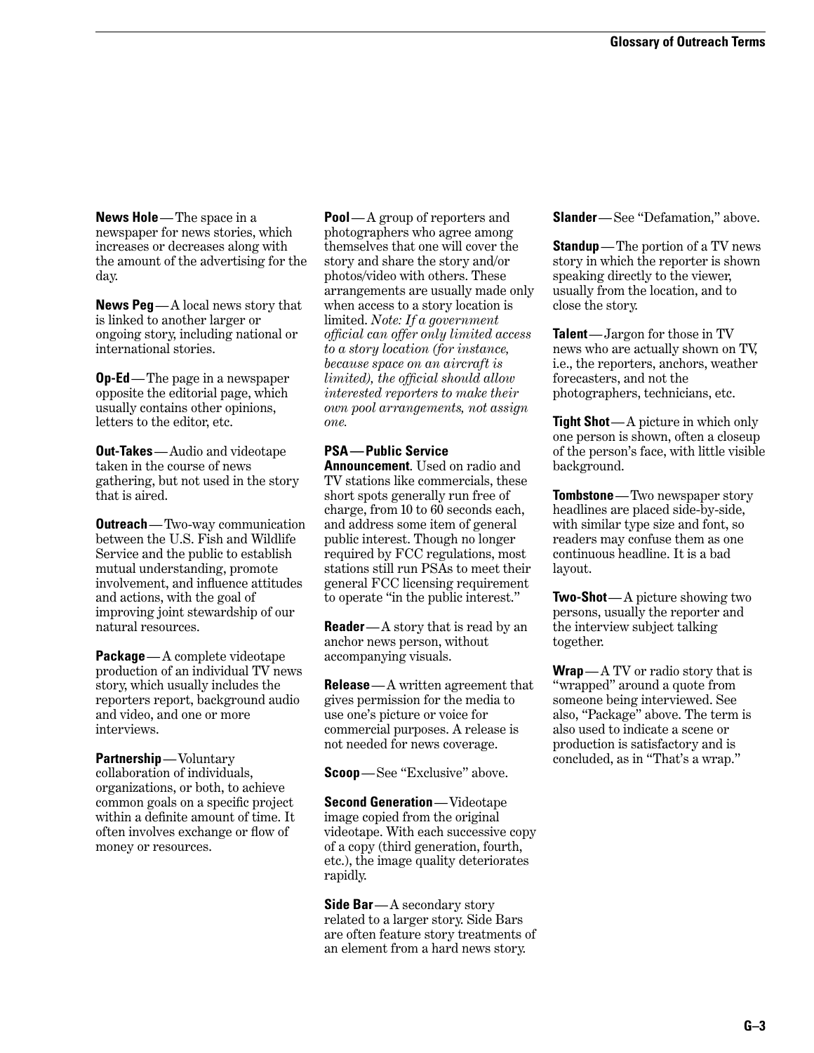**News Hole** — The space in a newspaper for news stories, which increases or decreases along with the amount of the advertising for the day.

**News Peg** — A local news story that is linked to another larger or ongoing story, including national or international stories.

**Op-Ed** — The page in a newspaper opposite the editorial page, which usually contains other opinions, letters to the editor, etc.

**Out-Takes** — Audio and videotape taken in the course of news gathering, but not used in the story that is aired.

**Outreach** — Two-way communication between the U.S. Fish and Wildlife Service and the public to establish mutual understanding, promote involvement, and influence attitudes and actions, with the goal of improving joint stewardship of our natural resources.

**Package** — A complete videotape production of an individual TV news story, which usually includes the reporters report, background audio and video, and one or more interviews.

**Partnership** — Voluntary collaboration of individuals, organizations, or both, to achieve common goals on a specific project within a definite amount of time. It often involves exchange or flow of money or resources.

**Pool** — A group of reporters and photographers who agree among themselves that one will cover the story and share the story and/or photos/video with others. These arrangements are usually made only when access to a story location is limited. *Note: If a government official can offer only limited access to a story location (for instance, because space on an aircraft is limited), the official should allow interested reporters to make their own pool arrangements, not assign one.*

**PSA — Public Service Announcement**. Used on radio and TV stations like commercials, these short spots generally run free of charge, from 10 to 60 seconds each, and address some item of general public interest. Though no longer required by FCC regulations, most stations still run PSAs to meet their general FCC licensing requirement to operate "in the public interest."

**Reader** — A story that is read by an anchor news person, without accompanying visuals.

**Release** — A written agreement that gives permission for the media to use one's picture or voice for commercial purposes. A release is not needed for news coverage.

**Scoop** — See "Exclusive" above.

**Second Generation** — Videotape image copied from the original videotape. With each successive copy of a copy (third generation, fourth, etc.), the image quality deteriorates rapidly.

**Side Bar** — A secondary story related to a larger story. Side Bars are often feature story treatments of an element from a hard news story.

**Slander** — See "Defamation," above.

**Standup** — The portion of a TV news story in which the reporter is shown speaking directly to the viewer, usually from the location, and to close the story.

**Talent** — Jargon for those in TV news who are actually shown on TV, i.e., the reporters, anchors, weather forecasters, and not the photographers, technicians, etc.

**Tight Shot** — A picture in which only one person is shown, often a closeup of the person's face, with little visible background.

**Tombstone** — Two newspaper story headlines are placed side-by-side, with similar type size and font, so readers may confuse them as one continuous headline. It is a bad layout.

**Two-Shot** — A picture showing two persons, usually the reporter and the interview subject talking together.

**Wrap** — A TV or radio story that is "wrapped" around a quote from someone being interviewed. See also, "Package" above. The term is also used to indicate a scene or production is satisfactory and is concluded, as in "That's a wrap."